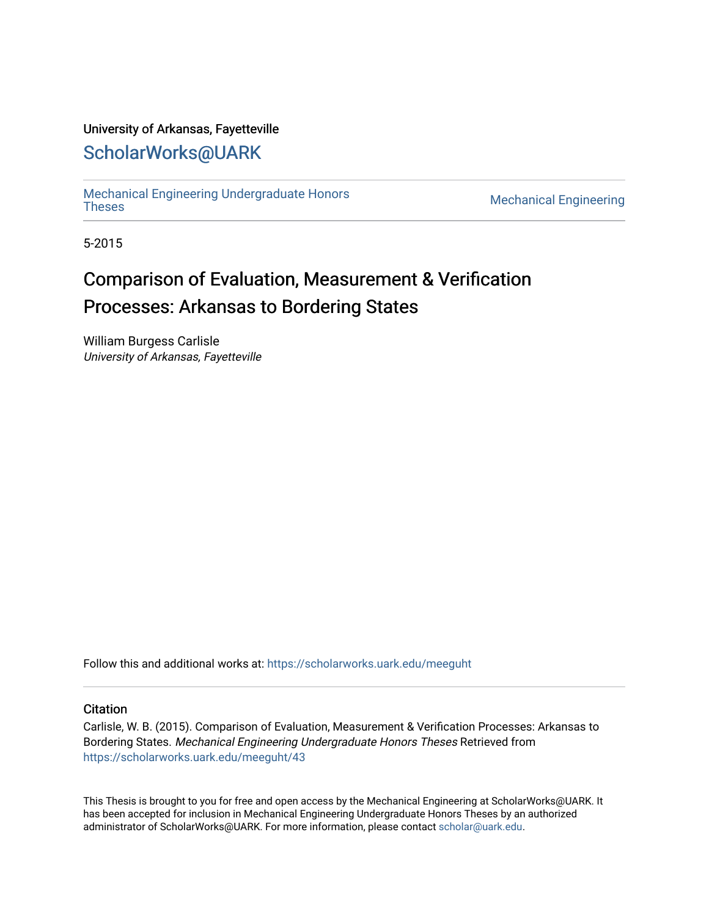University of Arkansas, Fayetteville

# ScholarWorks@UARK

Mechanical Engineering Undergraduate Honors Theses | Mechanical Engineering

5-2015

# Comparison of Evaluation, Measurement & Verification Processes: Arkansas to Bordering States

William Burgess Carlisle
*University of Arkansas, Fayetteville*

Follow this and additional works at: https://scholarworks.uark.edu/meeguht

## Citation

Carlisle, W. B. (2015). Comparison of Evaluation, Measurement & Verification Processes: Arkansas to Bordering States. *Mechanical Engineering Undergraduate Honors Theses* Retrieved from https://scholarworks.uark.edu/meeguht/43

This Thesis is brought to you for free and open access by the Mechanical Engineering at ScholarWorks@UARK. It has been accepted for inclusion in Mechanical Engineering Undergraduate Honors Theses by an authorized administrator of ScholarWorks@UARK. For more information, please contact scholar@uark.edu.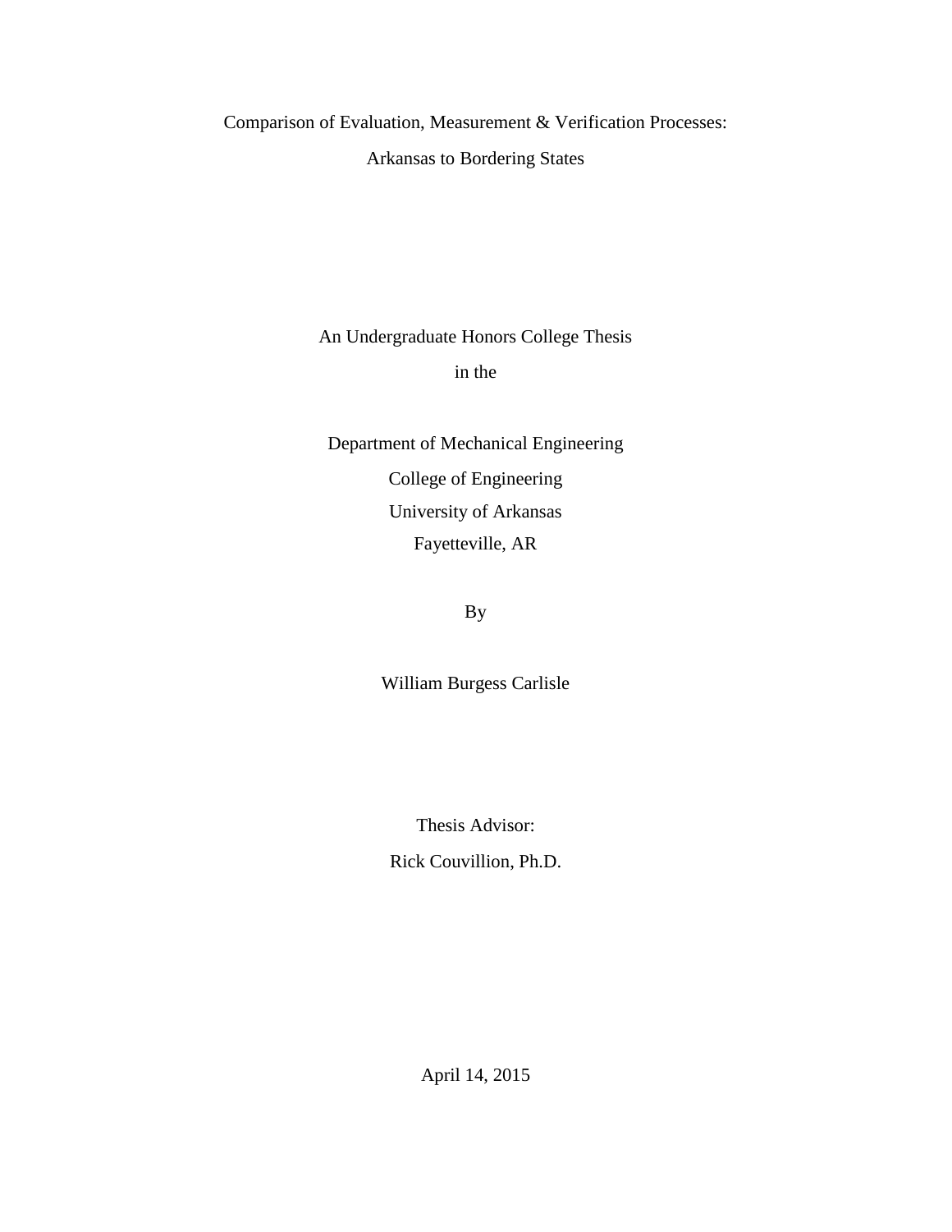# Comparison of Evaluation, Measurement & Verification Processes: Arkansas to Bordering States

An Undergraduate Honors College Thesis

in the

Department of Mechanical Engineering

College of Engineering

University of Arkansas

Fayetteville, AR

By

William Burgess Carlisle

Thesis Advisor:

Rick Couvillion, Ph.D.

April 14, 2015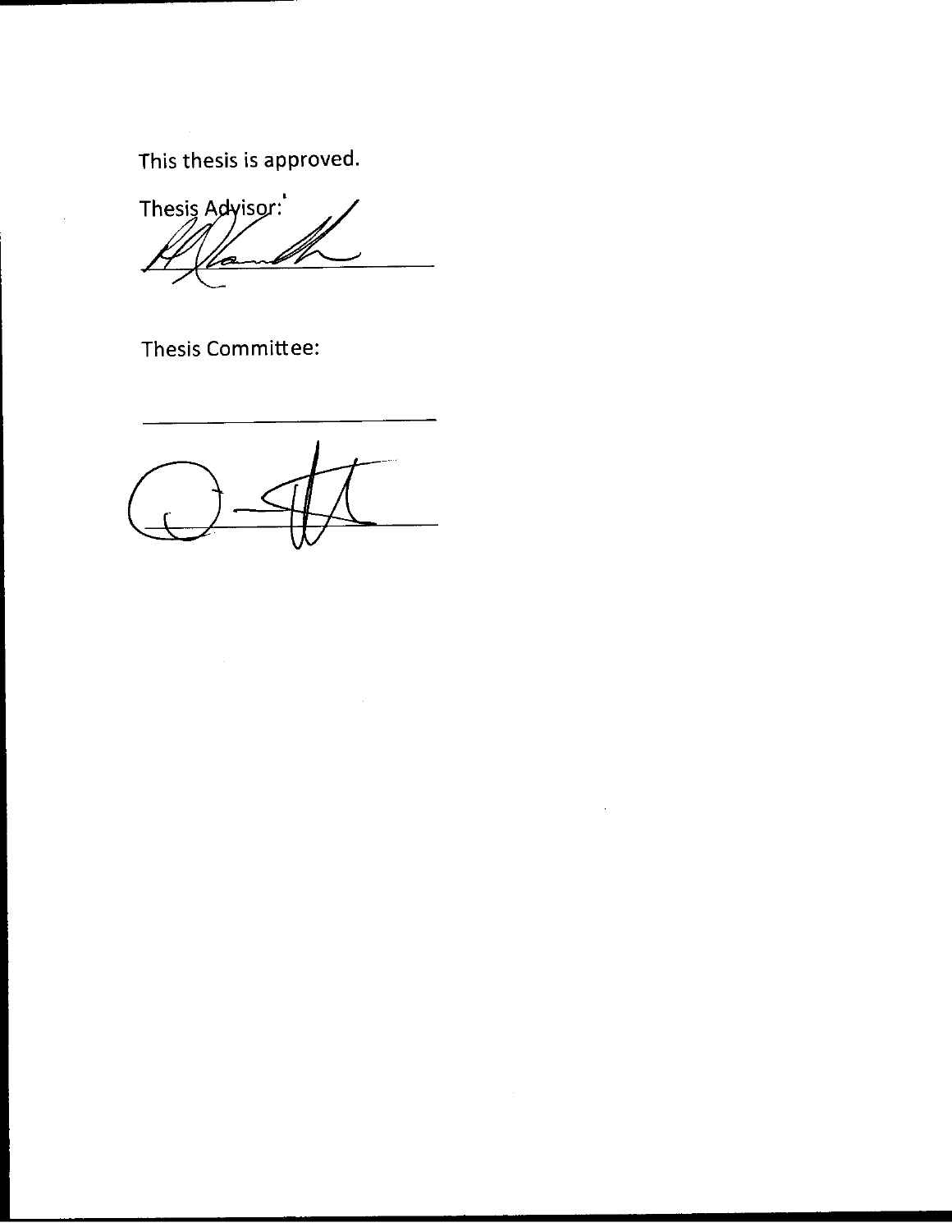This thesis is approved.

Thesis Advisor:

______________________

Thesis Committee:

______________________

______________________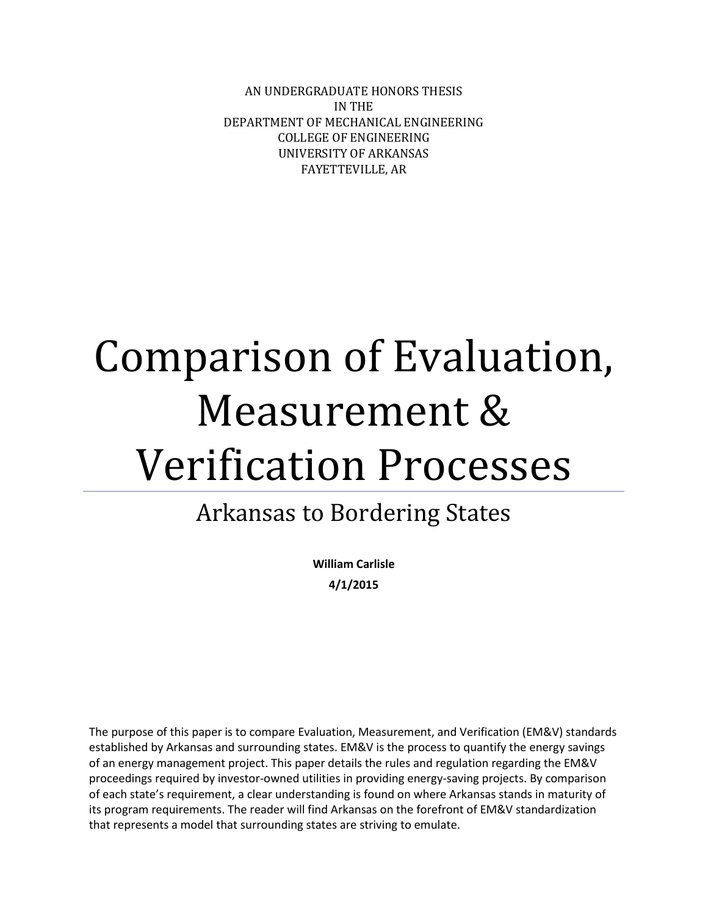AN UNDERGRADUATE HONORS THESIS
IN THE
DEPARTMENT OF MECHANICAL ENGINEERING
COLLEGE OF ENGINEERING
UNIVERSITY OF ARKANSAS
FAYETTEVILLE, AR

# Comparison of Evaluation, Measurement & Verification Processes

## Arkansas to Bordering States

**William Carlisle**

**4/1/2015**

The purpose of this paper is to compare Evaluation, Measurement, and Verification (EM&V) standards established by Arkansas and surrounding states. EM&V is the process to quantify the energy savings of an energy management project. This paper details the rules and regulation regarding the EM&V proceedings required by investor-owned utilities in providing energy-saving projects. By comparison of each state's requirement, a clear understanding is found on where Arkansas stands in maturity of its program requirements. The reader will find Arkansas on the forefront of EM&V standardization that represents a model that surrounding states are striving to emulate.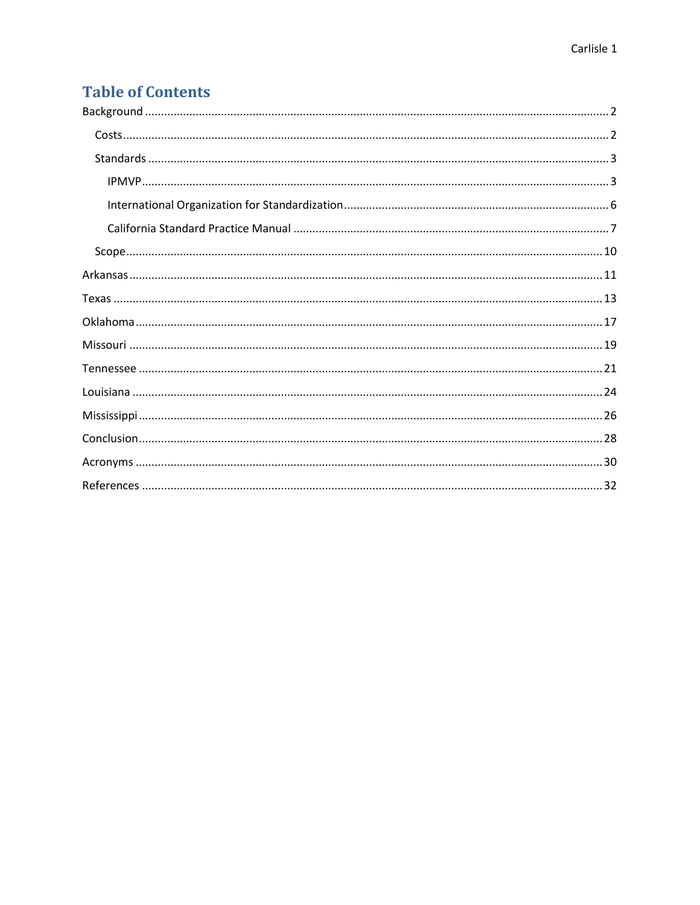# Table of Contents

- Background ..... 2
  - Costs ..... 2
  - Standards ..... 3
    - IPMVP ..... 3
    - International Organization for Standardization ..... 6
    - California Standard Practice Manual ..... 7
  - Scope ..... 10
- Arkansas ..... 11
- Texas ..... 13
- Oklahoma ..... 17
- Missouri ..... 19
- Tennessee ..... 21
- Louisiana ..... 24
- Mississippi ..... 26
- Conclusion ..... 28
- Acronyms ..... 30
- References ..... 32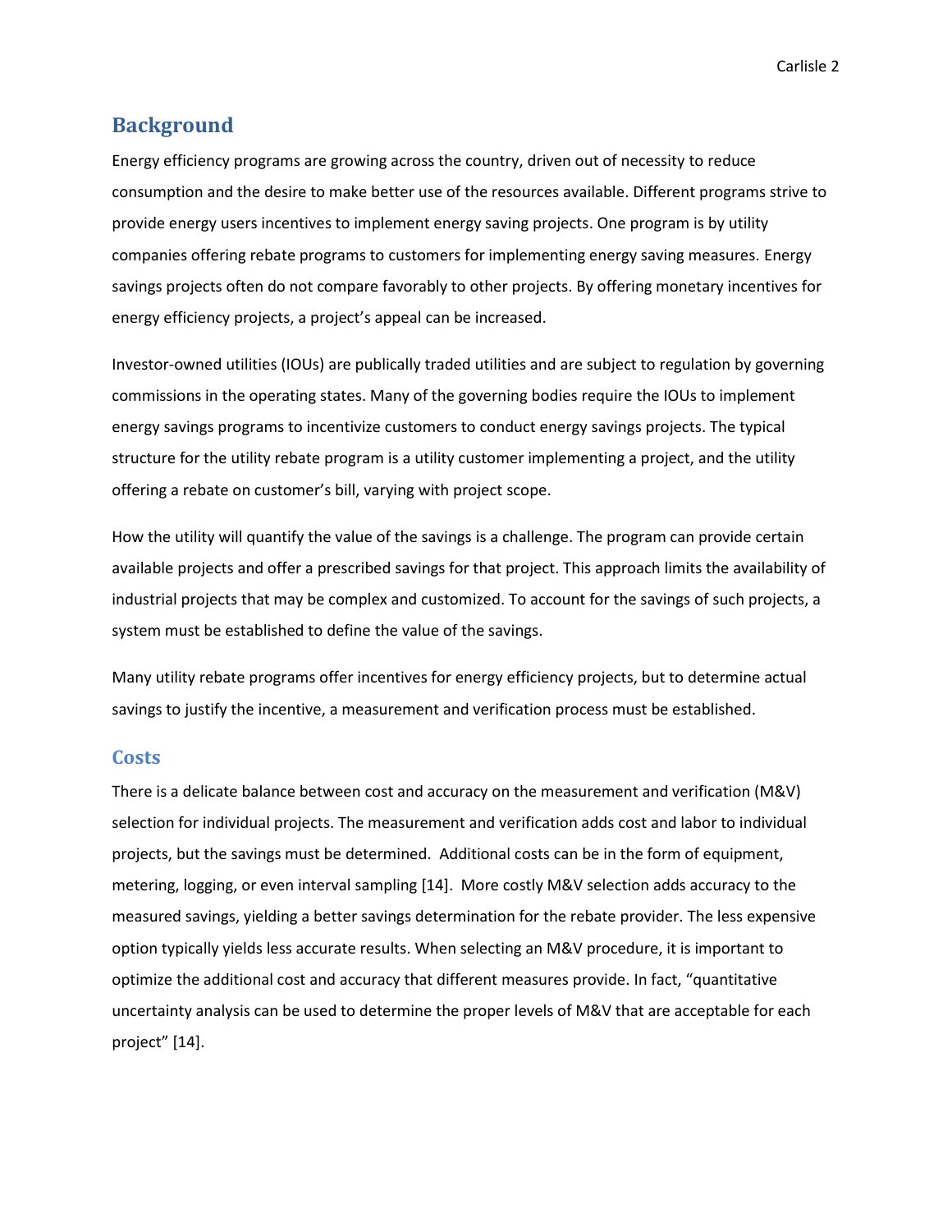## Background

Energy efficiency programs are growing across the country, driven out of necessity to reduce consumption and the desire to make better use of the resources available. Different programs strive to provide energy users incentives to implement energy saving projects. One program is by utility companies offering rebate programs to customers for implementing energy saving measures. Energy savings projects often do not compare favorably to other projects. By offering monetary incentives for energy efficiency projects, a project's appeal can be increased.

Investor-owned utilities (IOUs) are publically traded utilities and are subject to regulation by governing commissions in the operating states. Many of the governing bodies require the IOUs to implement energy savings programs to incentivize customers to conduct energy savings projects. The typical structure for the utility rebate program is a utility customer implementing a project, and the utility offering a rebate on customer's bill, varying with project scope.

How the utility will quantify the value of the savings is a challenge. The program can provide certain available projects and offer a prescribed savings for that project. This approach limits the availability of industrial projects that may be complex and customized. To account for the savings of such projects, a system must be established to define the value of the savings.

Many utility rebate programs offer incentives for energy efficiency projects, but to determine actual savings to justify the incentive, a measurement and verification process must be established.

### Costs

There is a delicate balance between cost and accuracy on the measurement and verification (M&V) selection for individual projects. The measurement and verification adds cost and labor to individual projects, but the savings must be determined. Additional costs can be in the form of equipment, metering, logging, or even interval sampling [14]. More costly M&V selection adds accuracy to the measured savings, yielding a better savings determination for the rebate provider. The less expensive option typically yields less accurate results. When selecting an M&V procedure, it is important to optimize the additional cost and accuracy that different measures provide. In fact, "quantitative uncertainty analysis can be used to determine the proper levels of M&V that are acceptable for each project" [14].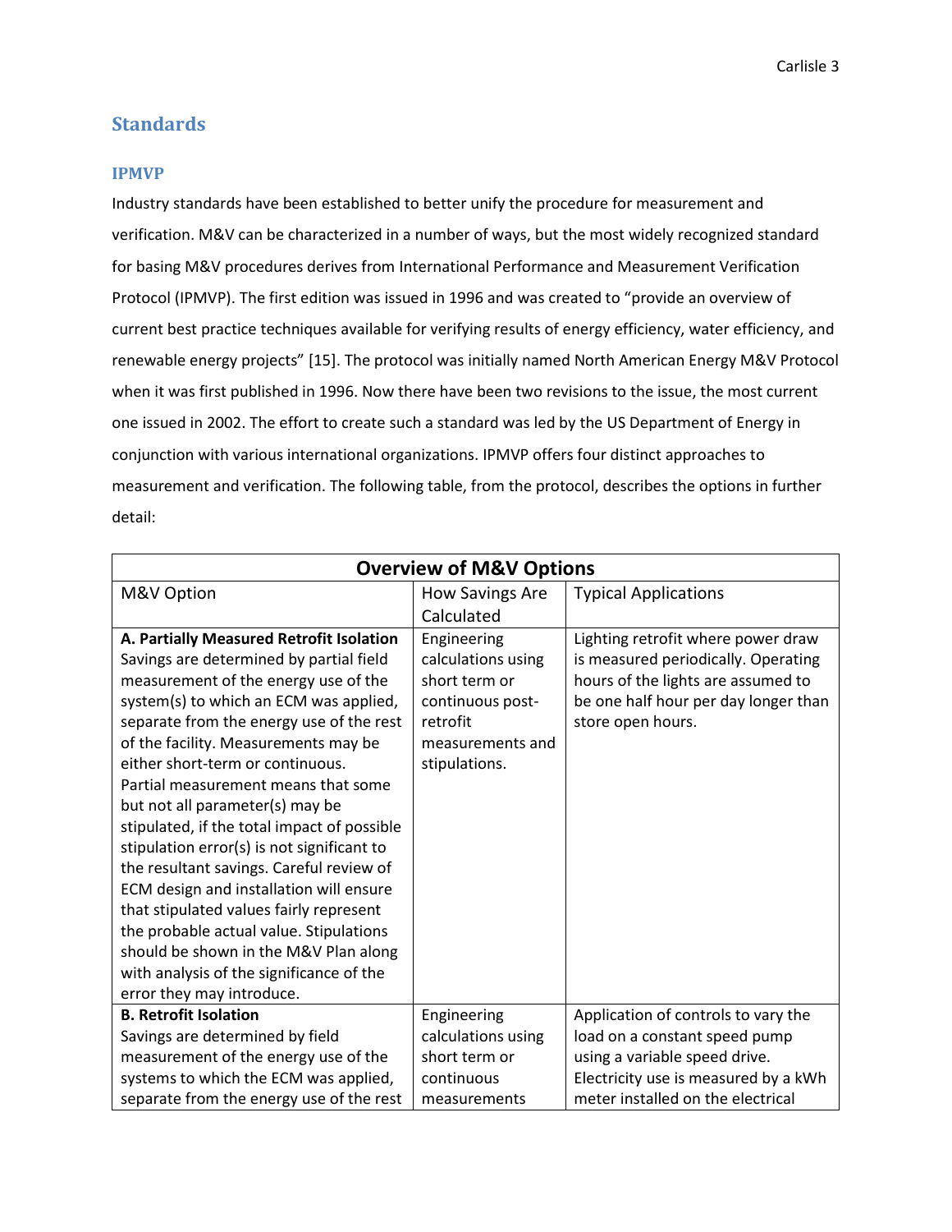## Standards

### IPMVP

Industry standards have been established to better unify the procedure for measurement and verification. M&V can be characterized in a number of ways, but the most widely recognized standard for basing M&V procedures derives from International Performance and Measurement Verification Protocol (IPMVP). The first edition was issued in 1996 and was created to "provide an overview of current best practice techniques available for verifying results of energy efficiency, water efficiency, and renewable energy projects" [15]. The protocol was initially named North American Energy M&V Protocol when it was first published in 1996. Now there have been two revisions to the issue, the most current one issued in 2002. The effort to create such a standard was led by the US Department of Energy in conjunction with various international organizations. IPMVP offers four distinct approaches to measurement and verification. The following table, from the protocol, describes the options in further detail:

| Overview of M&V Options | | |
|---|---|---|
| M&V Option | How Savings Are Calculated | Typical Applications |
| **A. Partially Measured Retrofit Isolation** Savings are determined by partial field measurement of the energy use of the system(s) to which an ECM was applied, separate from the energy use of the rest of the facility. Measurements may be either short-term or continuous. Partial measurement means that some but not all parameter(s) may be stipulated, if the total impact of possible stipulation error(s) is not significant to the resultant savings. Careful review of ECM design and installation will ensure that stipulated values fairly represent the probable actual value. Stipulations should be shown in the M&V Plan along with analysis of the significance of the error they may introduce. | Engineering calculations using short term or continuous post-retrofit measurements and stipulations. | Lighting retrofit where power draw is measured periodically. Operating hours of the lights are assumed to be one half hour per day longer than store open hours. |
| **B. Retrofit Isolation** Savings are determined by field measurement of the energy use of the systems to which the ECM was applied, separate from the energy use of the rest | Engineering calculations using short term or continuous measurements | Application of controls to vary the load on a constant speed pump using a variable speed drive. Electricity use is measured by a kWh meter installed on the electrical |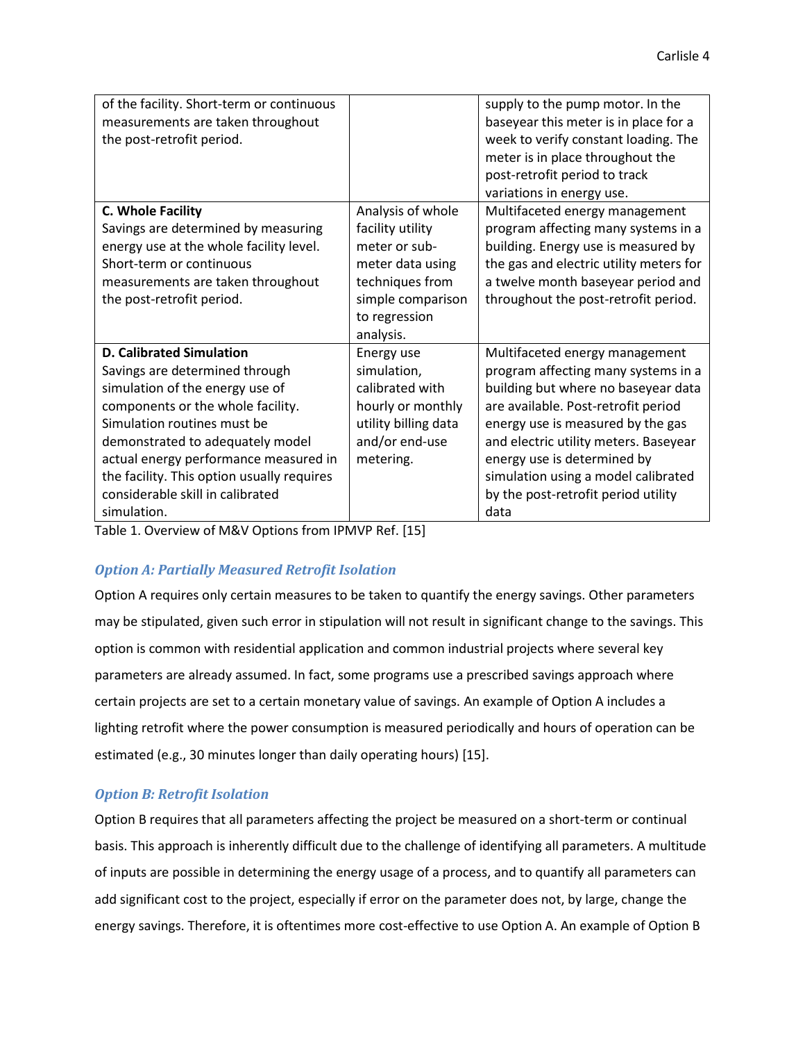| | | |
|---|---|---|
| of the facility. Short-term or continuous measurements are taken throughout the post-retrofit period. | | supply to the pump motor. In the baseyear this meter is in place for a week to verify constant loading. The meter is in place throughout the post-retrofit period to track variations in energy use. |
| **C. Whole Facility** Savings are determined by measuring energy use at the whole facility level. Short-term or continuous measurements are taken throughout the post-retrofit period. | Analysis of whole facility utility meter or sub-meter data using techniques from simple comparison to regression analysis. | Multifaceted energy management program affecting many systems in a building. Energy use is measured by the gas and electric utility meters for a twelve month baseyear period and throughout the post-retrofit period. |
| **D. Calibrated Simulation** Savings are determined through simulation of the energy use of components or the whole facility. Simulation routines must be demonstrated to adequately model actual energy performance measured in the facility. This option usually requires considerable skill in calibrated simulation. | Energy use simulation, calibrated with hourly or monthly utility billing data and/or end-use metering. | Multifaceted energy management program affecting many systems in a building but where no baseyear data are available. Post-retrofit period energy use is measured by the gas and electric utility meters. Baseyear energy use is determined by simulation using a model calibrated by the post-retrofit period utility data |

Table 1. Overview of M&V Options from IPMVP Ref. [15]

### *Option A: Partially Measured Retrofit Isolation*

Option A requires only certain measures to be taken to quantify the energy savings. Other parameters may be stipulated, given such error in stipulation will not result in significant change to the savings. This option is common with residential application and common industrial projects where several key parameters are already assumed. In fact, some programs use a prescribed savings approach where certain projects are set to a certain monetary value of savings. An example of Option A includes a lighting retrofit where the power consumption is measured periodically and hours of operation can be estimated (e.g., 30 minutes longer than daily operating hours) [15].

### *Option B: Retrofit Isolation*

Option B requires that all parameters affecting the project be measured on a short-term or continual basis. This approach is inherently difficult due to the challenge of identifying all parameters. A multitude of inputs are possible in determining the energy usage of a process, and to quantify all parameters can add significant cost to the project, especially if error on the parameter does not, by large, change the energy savings. Therefore, it is oftentimes more cost-effective to use Option A. An example of Option B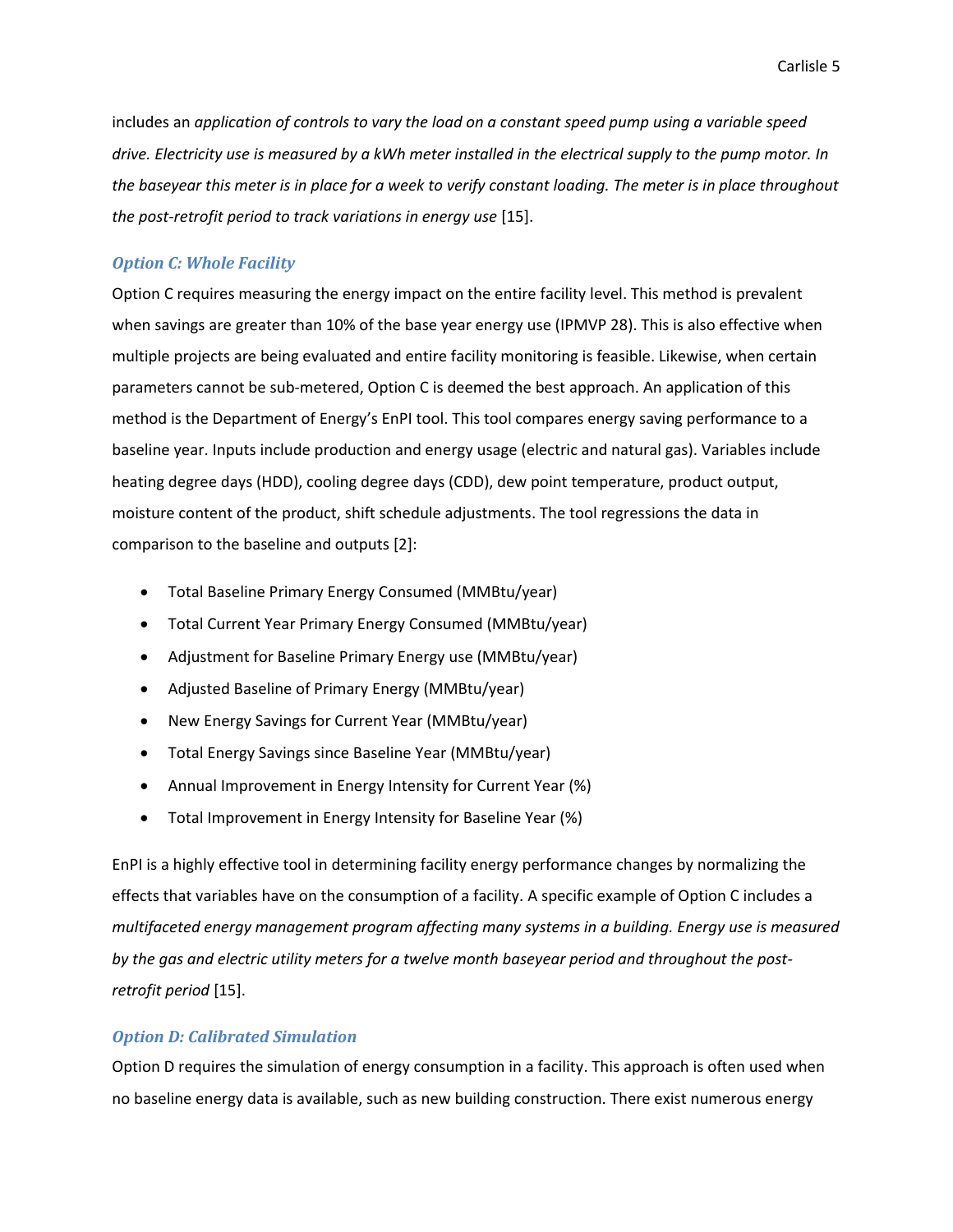includes an *application of controls to vary the load on a constant speed pump using a variable speed drive. Electricity use is measured by a kWh meter installed in the electrical supply to the pump motor. In the baseyear this meter is in place for a week to verify constant loading. The meter is in place throughout the post-retrofit period to track variations in energy use* [15].

### *Option C: Whole Facility*

Option C requires measuring the energy impact on the entire facility level. This method is prevalent when savings are greater than 10% of the base year energy use (IPMVP 28). This is also effective when multiple projects are being evaluated and entire facility monitoring is feasible. Likewise, when certain parameters cannot be sub-metered, Option C is deemed the best approach. An application of this method is the Department of Energy's EnPI tool. This tool compares energy saving performance to a baseline year. Inputs include production and energy usage (electric and natural gas). Variables include heating degree days (HDD), cooling degree days (CDD), dew point temperature, product output, moisture content of the product, shift schedule adjustments. The tool regressions the data in comparison to the baseline and outputs [2]:

- Total Baseline Primary Energy Consumed (MMBtu/year)
- Total Current Year Primary Energy Consumed (MMBtu/year)
- Adjustment for Baseline Primary Energy use (MMBtu/year)
- Adjusted Baseline of Primary Energy (MMBtu/year)
- New Energy Savings for Current Year (MMBtu/year)
- Total Energy Savings since Baseline Year (MMBtu/year)
- Annual Improvement in Energy Intensity for Current Year (%)
- Total Improvement in Energy Intensity for Baseline Year (%)

EnPI is a highly effective tool in determining facility energy performance changes by normalizing the effects that variables have on the consumption of a facility. A specific example of Option C includes a *multifaceted energy management program affecting many systems in a building. Energy use is measured by the gas and electric utility meters for a twelve month baseyear period and throughout the post-retrofit period* [15].

### *Option D: Calibrated Simulation*

Option D requires the simulation of energy consumption in a facility. This approach is often used when no baseline energy data is available, such as new building construction. There exist numerous energy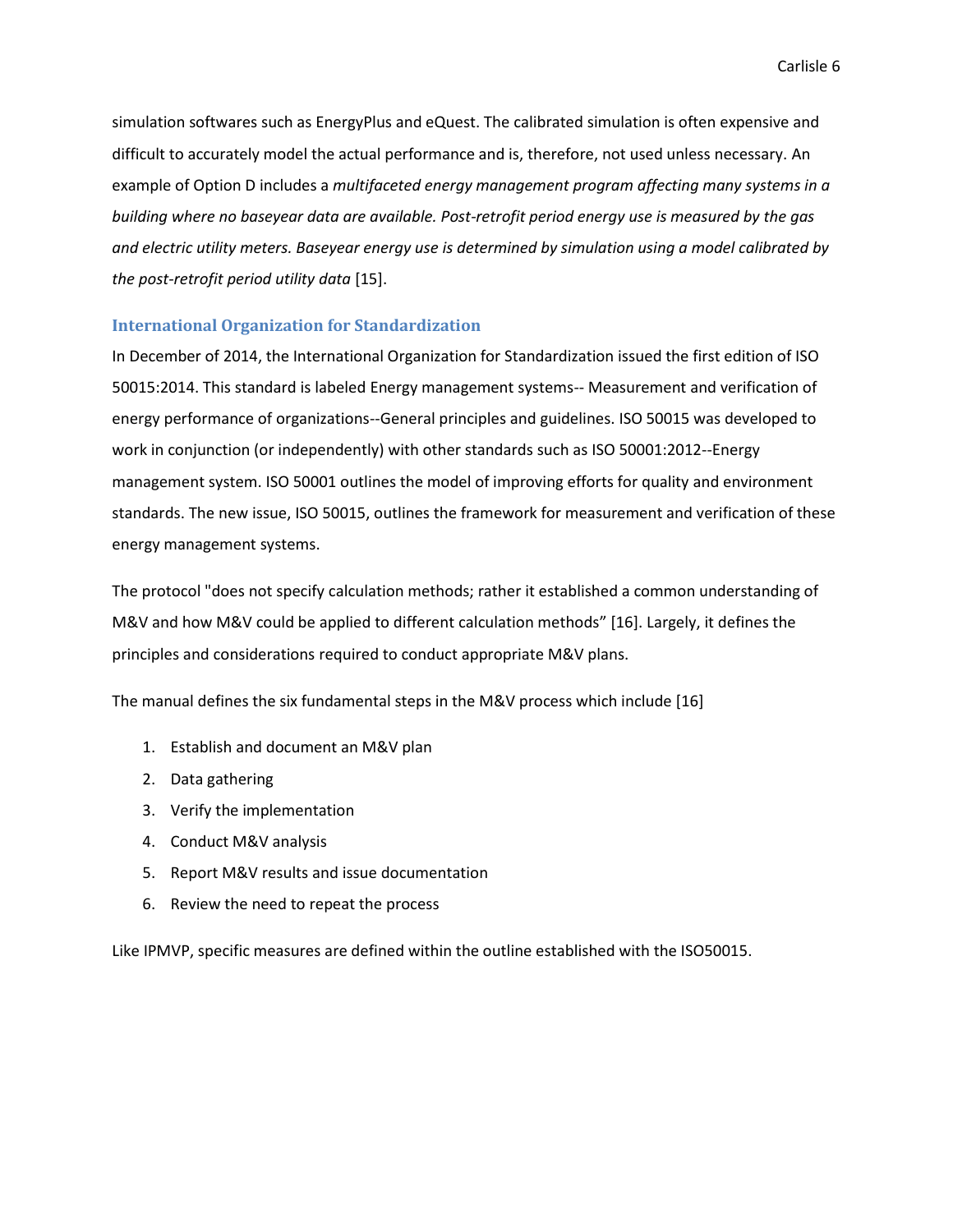simulation softwares such as EnergyPlus and eQuest. The calibrated simulation is often expensive and difficult to accurately model the actual performance and is, therefore, not used unless necessary. An example of Option D includes a *multifaceted energy management program affecting many systems in a building where no baseyear data are available. Post-retrofit period energy use is measured by the gas and electric utility meters. Baseyear energy use is determined by simulation using a model calibrated by the post-retrofit period utility data* [15].

### International Organization for Standardization

In December of 2014, the International Organization for Standardization issued the first edition of ISO 50015:2014. This standard is labeled Energy management systems-- Measurement and verification of energy performance of organizations--General principles and guidelines. ISO 50015 was developed to work in conjunction (or independently) with other standards such as ISO 50001:2012--Energy management system. ISO 50001 outlines the model of improving efforts for quality and environment standards. The new issue, ISO 50015, outlines the framework for measurement and verification of these energy management systems.

The protocol "does not specify calculation methods; rather it established a common understanding of M&V and how M&V could be applied to different calculation methods" [16]. Largely, it defines the principles and considerations required to conduct appropriate M&V plans.

The manual defines the six fundamental steps in the M&V process which include [16]

1. Establish and document an M&V plan
2. Data gathering
3. Verify the implementation
4. Conduct M&V analysis
5. Report M&V results and issue documentation
6. Review the need to repeat the process

Like IPMVP, specific measures are defined within the outline established with the ISO50015.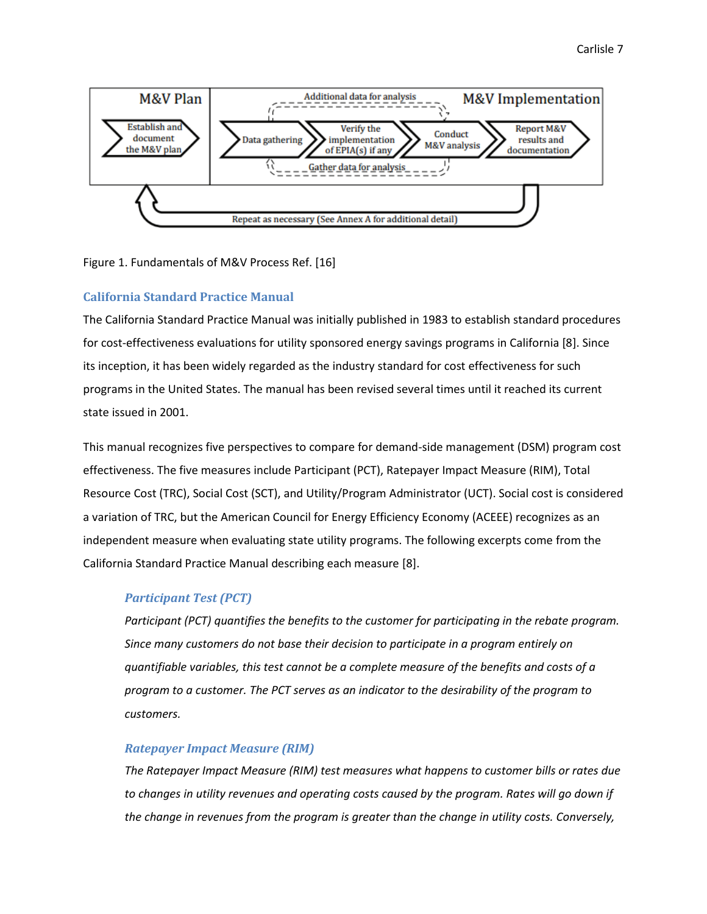Figure 1. Fundamentals of M&V Process Ref. [16]

## California Standard Practice Manual

The California Standard Practice Manual was initially published in 1983 to establish standard procedures for cost-effectiveness evaluations for utility sponsored energy savings programs in California [8]. Since its inception, it has been widely regarded as the industry standard for cost effectiveness for such programs in the United States. The manual has been revised several times until it reached its current state issued in 2001.

This manual recognizes five perspectives to compare for demand-side management (DSM) program cost effectiveness. The five measures include Participant (PCT), Ratepayer Impact Measure (RIM), Total Resource Cost (TRC), Social Cost (SCT), and Utility/Program Administrator (UCT). Social cost is considered a variation of TRC, but the American Council for Energy Efficiency Economy (ACEEE) recognizes as an independent measure when evaluating state utility programs. The following excerpts come from the California Standard Practice Manual describing each measure [8].

### *Participant Test (PCT)*

*Participant (PCT) quantifies the benefits to the customer for participating in the rebate program. Since many customers do not base their decision to participate in a program entirely on quantifiable variables, this test cannot be a complete measure of the benefits and costs of a program to a customer. The PCT serves as an indicator to the desirability of the program to customers.*

### *Ratepayer Impact Measure (RIM)*

*The Ratepayer Impact Measure (RIM) test measures what happens to customer bills or rates due to changes in utility revenues and operating costs caused by the program. Rates will go down if the change in revenues from the program is greater than the change in utility costs. Conversely,*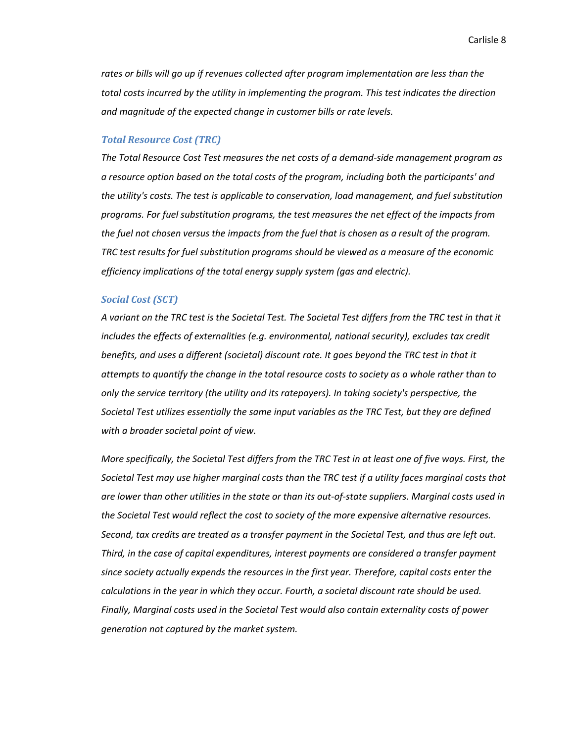*rates or bills will go up if revenues collected after program implementation are less than the total costs incurred by the utility in implementing the program. This test indicates the direction and magnitude of the expected change in customer bills or rate levels.*

### *Total Resource Cost (TRC)*

*The Total Resource Cost Test measures the net costs of a demand-side management program as a resource option based on the total costs of the program, including both the participants' and the utility's costs. The test is applicable to conservation, load management, and fuel substitution programs. For fuel substitution programs, the test measures the net effect of the impacts from the fuel not chosen versus the impacts from the fuel that is chosen as a result of the program. TRC test results for fuel substitution programs should be viewed as a measure of the economic efficiency implications of the total energy supply system (gas and electric).*

### *Social Cost (SCT)*

*A variant on the TRC test is the Societal Test. The Societal Test differs from the TRC test in that it includes the effects of externalities (e.g. environmental, national security), excludes tax credit benefits, and uses a different (societal) discount rate. It goes beyond the TRC test in that it attempts to quantify the change in the total resource costs to society as a whole rather than to only the service territory (the utility and its ratepayers). In taking society's perspective, the Societal Test utilizes essentially the same input variables as the TRC Test, but they are defined with a broader societal point of view.*

*More specifically, the Societal Test differs from the TRC Test in at least one of five ways. First, the Societal Test may use higher marginal costs than the TRC test if a utility faces marginal costs that are lower than other utilities in the state or than its out-of-state suppliers. Marginal costs used in the Societal Test would reflect the cost to society of the more expensive alternative resources. Second, tax credits are treated as a transfer payment in the Societal Test, and thus are left out. Third, in the case of capital expenditures, interest payments are considered a transfer payment since society actually expends the resources in the first year. Therefore, capital costs enter the calculations in the year in which they occur. Fourth, a societal discount rate should be used. Finally, Marginal costs used in the Societal Test would also contain externality costs of power generation not captured by the market system.*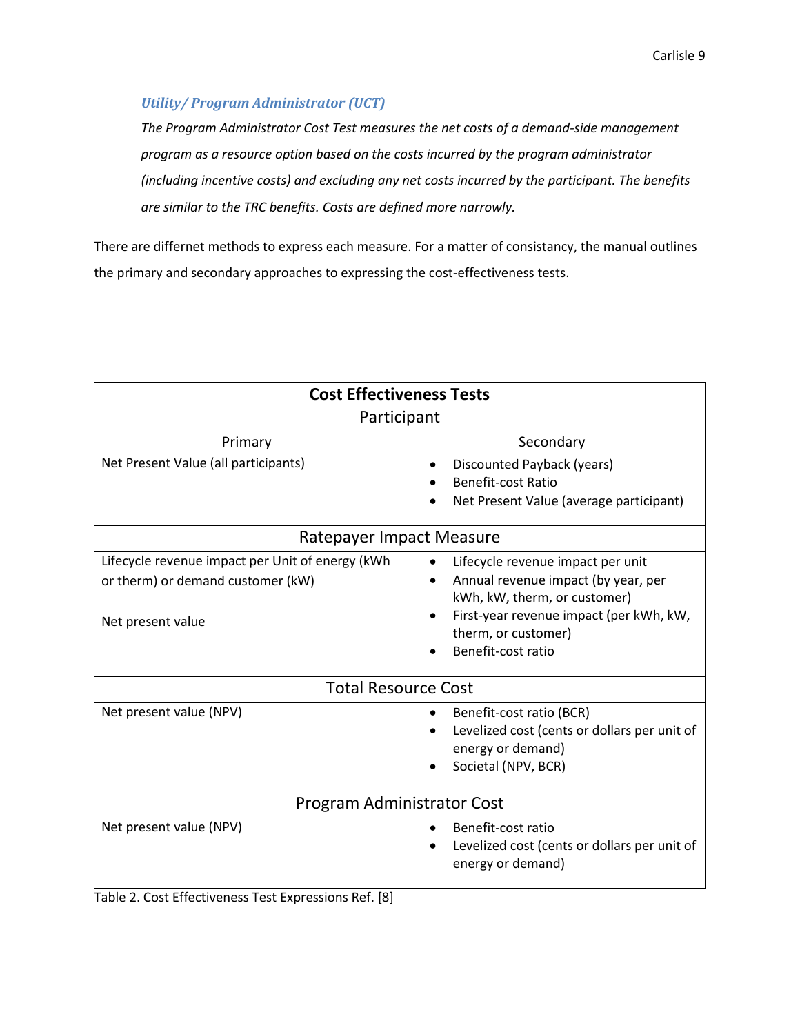### *Utility/ Program Administrator (UCT)*

*The Program Administrator Cost Test measures the net costs of a demand-side management program as a resource option based on the costs incurred by the program administrator (including incentive costs) and excluding any net costs incurred by the participant. The benefits are similar to the TRC benefits. Costs are defined more narrowly.*

There are differnet methods to express each measure. For a matter of consistancy, the manual outlines the primary and secondary approaches to expressing the cost-effectiveness tests.

| **Cost Effectiveness Tests** | |
|---|---|
| **Participant** | |
| Primary | Secondary |
| Net Present Value (all participants) | • Discounted Payback (years)<br>• Benefit-cost Ratio<br>• Net Present Value (average participant) |
| **Ratepayer Impact Measure** | |
| Lifecycle revenue impact per Unit of energy (kWh or therm) or demand customer (kW)<br><br>Net present value | • Lifecycle revenue impact per unit<br>• Annual revenue impact (by year, per kWh, kW, therm, or customer)<br>• First-year revenue impact (per kWh, kW, therm, or customer)<br>• Benefit-cost ratio |
| **Total Resource Cost** | |
| Net present value (NPV) | • Benefit-cost ratio (BCR)<br>• Levelized cost (cents or dollars per unit of energy or demand)<br>• Societal (NPV, BCR) |
| **Program Administrator Cost** | |
| Net present value (NPV) | • Benefit-cost ratio<br>• Levelized cost (cents or dollars per unit of energy or demand) |

Table 2. Cost Effectiveness Test Expressions Ref. [8]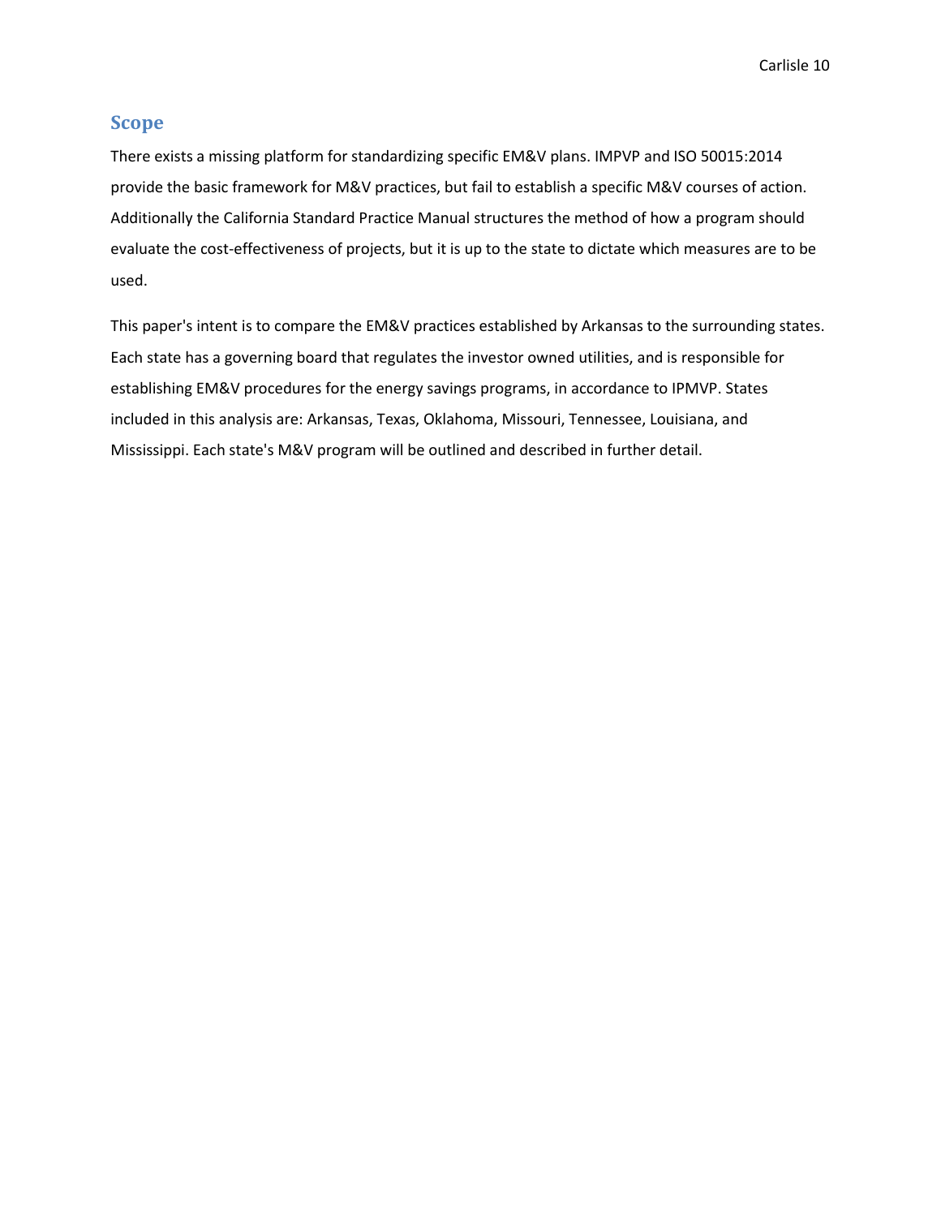## Scope

There exists a missing platform for standardizing specific EM&V plans. IMPVP and ISO 50015:2014 provide the basic framework for M&V practices, but fail to establish a specific M&V courses of action. Additionally the California Standard Practice Manual structures the method of how a program should evaluate the cost-effectiveness of projects, but it is up to the state to dictate which measures are to be used.

This paper's intent is to compare the EM&V practices established by Arkansas to the surrounding states. Each state has a governing board that regulates the investor owned utilities, and is responsible for establishing EM&V procedures for the energy savings programs, in accordance to IPMVP. States included in this analysis are: Arkansas, Texas, Oklahoma, Missouri, Tennessee, Louisiana, and Mississippi. Each state's M&V program will be outlined and described in further detail.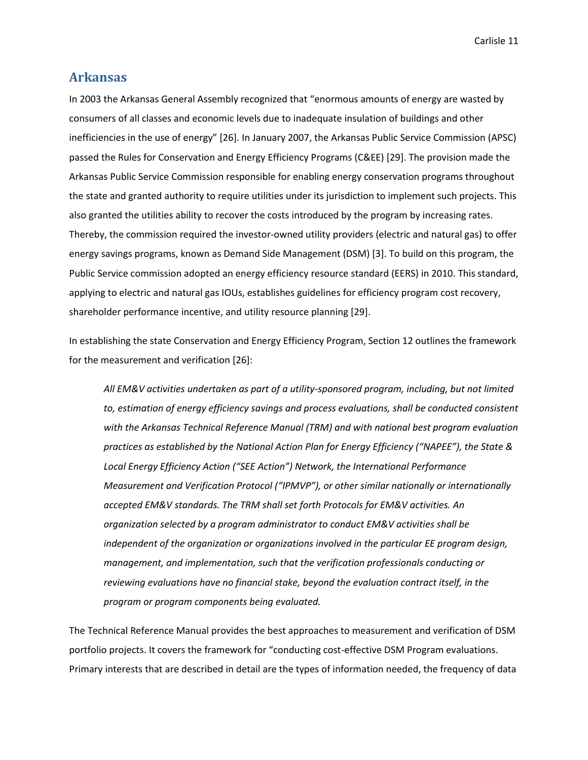## Arkansas

In 2003 the Arkansas General Assembly recognized that "enormous amounts of energy are wasted by consumers of all classes and economic levels due to inadequate insulation of buildings and other inefficiencies in the use of energy" [26]. In January 2007, the Arkansas Public Service Commission (APSC) passed the Rules for Conservation and Energy Efficiency Programs (C&EE) [29]. The provision made the Arkansas Public Service Commission responsible for enabling energy conservation programs throughout the state and granted authority to require utilities under its jurisdiction to implement such projects. This also granted the utilities ability to recover the costs introduced by the program by increasing rates. Thereby, the commission required the investor-owned utility providers (electric and natural gas) to offer energy savings programs, known as Demand Side Management (DSM) [3]. To build on this program, the Public Service commission adopted an energy efficiency resource standard (EERS) in 2010. This standard, applying to electric and natural gas IOUs, establishes guidelines for efficiency program cost recovery, shareholder performance incentive, and utility resource planning [29].

In establishing the state Conservation and Energy Efficiency Program, Section 12 outlines the framework for the measurement and verification [26]:

> *All EM&V activities undertaken as part of a utility-sponsored program, including, but not limited to, estimation of energy efficiency savings and process evaluations, shall be conducted consistent with the Arkansas Technical Reference Manual (TRM) and with national best program evaluation practices as established by the National Action Plan for Energy Efficiency ("NAPEE"), the State & Local Energy Efficiency Action ("SEE Action") Network, the International Performance Measurement and Verification Protocol ("IPMVP"), or other similar nationally or internationally accepted EM&V standards. The TRM shall set forth Protocols for EM&V activities. An organization selected by a program administrator to conduct EM&V activities shall be independent of the organization or organizations involved in the particular EE program design, management, and implementation, such that the verification professionals conducting or reviewing evaluations have no financial stake, beyond the evaluation contract itself, in the program or program components being evaluated.*

The Technical Reference Manual provides the best approaches to measurement and verification of DSM portfolio projects. It covers the framework for "conducting cost-effective DSM Program evaluations. Primary interests that are described in detail are the types of information needed, the frequency of data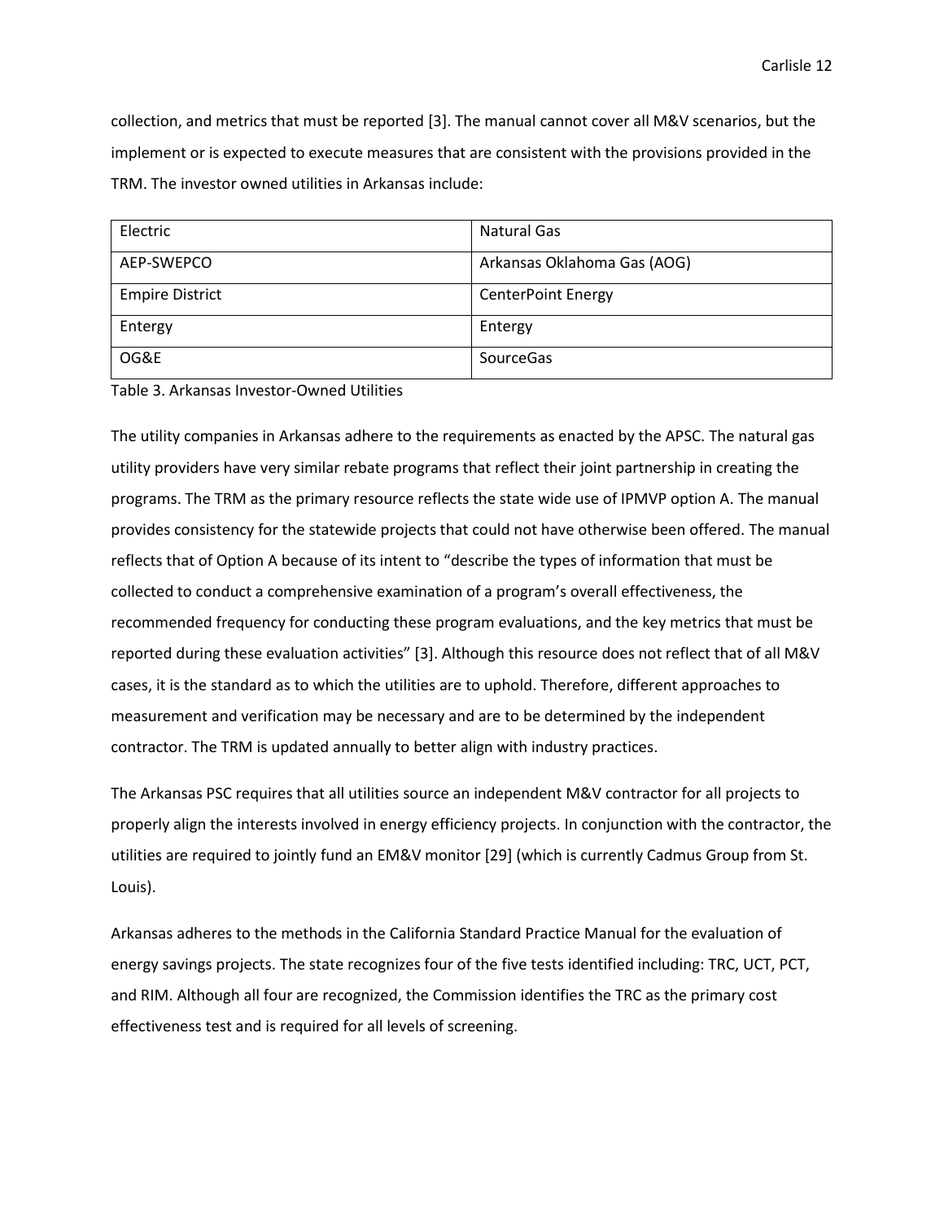collection, and metrics that must be reported [3]. The manual cannot cover all M&V scenarios, but the implement or is expected to execute measures that are consistent with the provisions provided in the TRM. The investor owned utilities in Arkansas include:

| Electric | Natural Gas |
|---|---|
| AEP-SWEPCO | Arkansas Oklahoma Gas (AOG) |
| Empire District | CenterPoint Energy |
| Entergy | Entergy |
| OG&E | SourceGas |

Table 3. Arkansas Investor-Owned Utilities

The utility companies in Arkansas adhere to the requirements as enacted by the APSC. The natural gas utility providers have very similar rebate programs that reflect their joint partnership in creating the programs. The TRM as the primary resource reflects the state wide use of IPMVP option A. The manual provides consistency for the statewide projects that could not have otherwise been offered. The manual reflects that of Option A because of its intent to "describe the types of information that must be collected to conduct a comprehensive examination of a program's overall effectiveness, the recommended frequency for conducting these program evaluations, and the key metrics that must be reported during these evaluation activities" [3]. Although this resource does not reflect that of all M&V cases, it is the standard as to which the utilities are to uphold. Therefore, different approaches to measurement and verification may be necessary and are to be determined by the independent contractor. The TRM is updated annually to better align with industry practices.

The Arkansas PSC requires that all utilities source an independent M&V contractor for all projects to properly align the interests involved in energy efficiency projects. In conjunction with the contractor, the utilities are required to jointly fund an EM&V monitor [29] (which is currently Cadmus Group from St. Louis).

Arkansas adheres to the methods in the California Standard Practice Manual for the evaluation of energy savings projects. The state recognizes four of the five tests identified including: TRC, UCT, PCT, and RIM. Although all four are recognized, the Commission identifies the TRC as the primary cost effectiveness test and is required for all levels of screening.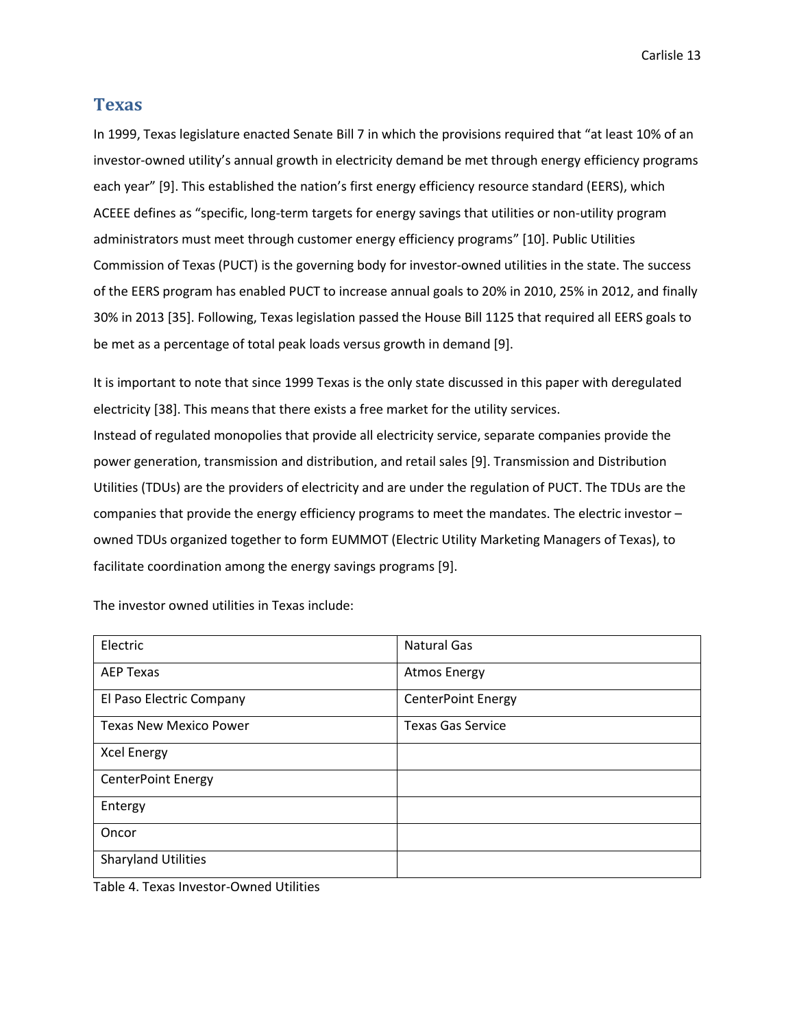## Texas

In 1999, Texas legislature enacted Senate Bill 7 in which the provisions required that "at least 10% of an investor-owned utility's annual growth in electricity demand be met through energy efficiency programs each year" [9]. This established the nation's first energy efficiency resource standard (EERS), which ACEEE defines as "specific, long-term targets for energy savings that utilities or non-utility program administrators must meet through customer energy efficiency programs" [10]. Public Utilities Commission of Texas (PUCT) is the governing body for investor-owned utilities in the state. The success of the EERS program has enabled PUCT to increase annual goals to 20% in 2010, 25% in 2012, and finally 30% in 2013 [35]. Following, Texas legislation passed the House Bill 1125 that required all EERS goals to be met as a percentage of total peak loads versus growth in demand [9].

It is important to note that since 1999 Texas is the only state discussed in this paper with deregulated electricity [38]. This means that there exists a free market for the utility services.
Instead of regulated monopolies that provide all electricity service, separate companies provide the power generation, transmission and distribution, and retail sales [9]. Transmission and Distribution Utilities (TDUs) are the providers of electricity and are under the regulation of PUCT. The TDUs are the companies that provide the energy efficiency programs to meet the mandates. The electric investor – owned TDUs organized together to form EUMMOT (Electric Utility Marketing Managers of Texas), to facilitate coordination among the energy savings programs [9].

The investor owned utilities in Texas include:

| Electric | Natural Gas |
|---|---|
| AEP Texas | Atmos Energy |
| El Paso Electric Company | CenterPoint Energy |
| Texas New Mexico Power | Texas Gas Service |
| Xcel Energy | |
| CenterPoint Energy | |
| Entergy | |
| Oncor | |
| Sharyland Utilities | |

Table 4. Texas Investor-Owned Utilities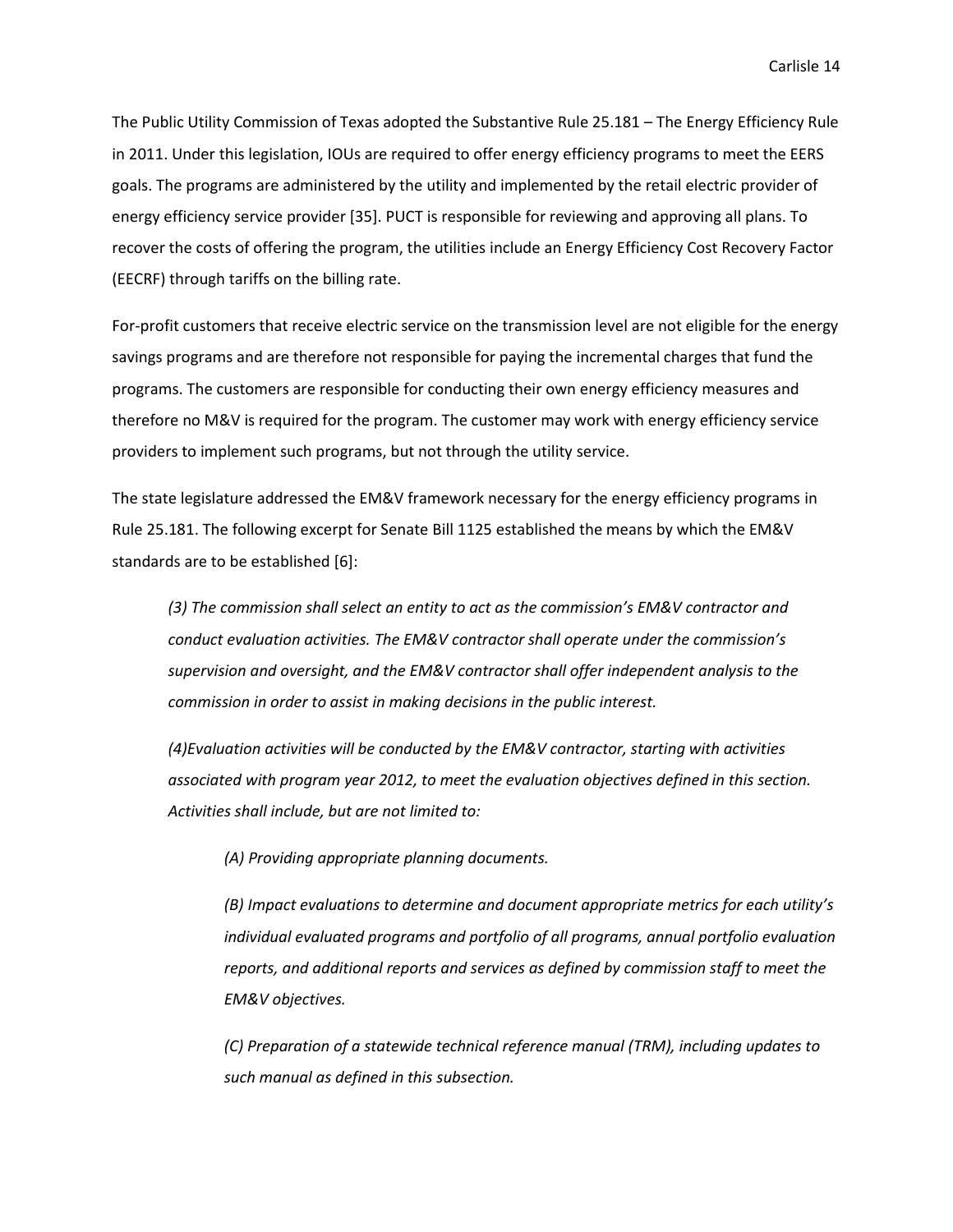The Public Utility Commission of Texas adopted the Substantive Rule 25.181 – The Energy Efficiency Rule in 2011. Under this legislation, IOUs are required to offer energy efficiency programs to meet the EERS goals. The programs are administered by the utility and implemented by the retail electric provider of energy efficiency service provider [35]. PUCT is responsible for reviewing and approving all plans. To recover the costs of offering the program, the utilities include an Energy Efficiency Cost Recovery Factor (EECRF) through tariffs on the billing rate.

For-profit customers that receive electric service on the transmission level are not eligible for the energy savings programs and are therefore not responsible for paying the incremental charges that fund the programs. The customers are responsible for conducting their own energy efficiency measures and therefore no M&V is required for the program. The customer may work with energy efficiency service providers to implement such programs, but not through the utility service.

The state legislature addressed the EM&V framework necessary for the energy efficiency programs in Rule 25.181. The following excerpt for Senate Bill 1125 established the means by which the EM&V standards are to be established [6]:

> *(3) The commission shall select an entity to act as the commission's EM&V contractor and conduct evaluation activities. The EM&V contractor shall operate under the commission's supervision and oversight, and the EM&V contractor shall offer independent analysis to the commission in order to assist in making decisions in the public interest.*
>
> *(4)Evaluation activities will be conducted by the EM&V contractor, starting with activities associated with program year 2012, to meet the evaluation objectives defined in this section. Activities shall include, but are not limited to:*
>
> > *(A) Providing appropriate planning documents.*
> >
> > *(B) Impact evaluations to determine and document appropriate metrics for each utility's individual evaluated programs and portfolio of all programs, annual portfolio evaluation reports, and additional reports and services as defined by commission staff to meet the EM&V objectives.*
> >
> > *(C) Preparation of a statewide technical reference manual (TRM), including updates to such manual as defined in this subsection.*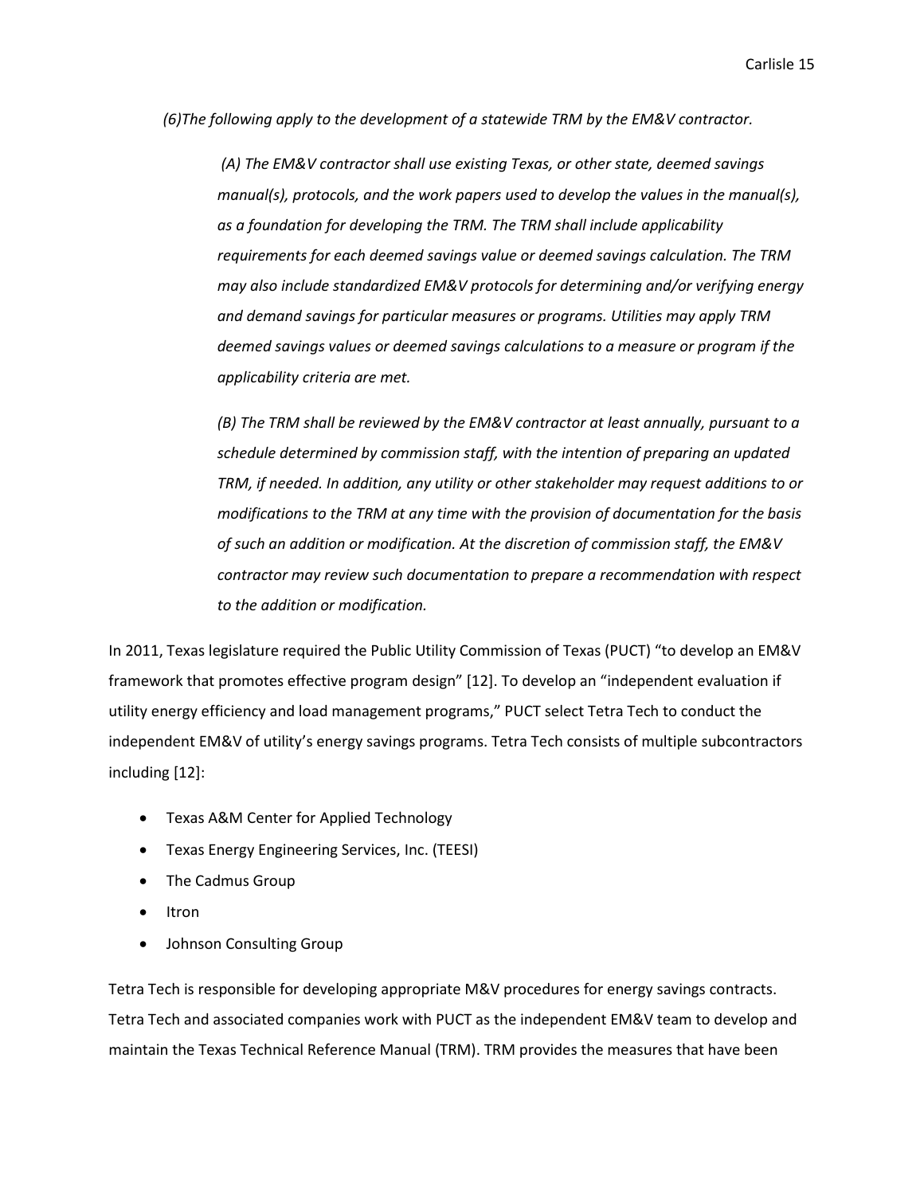*(6)The following apply to the development of a statewide TRM by the EM&V contractor.*

> *(A) The EM&V contractor shall use existing Texas, or other state, deemed savings manual(s), protocols, and the work papers used to develop the values in the manual(s), as a foundation for developing the TRM. The TRM shall include applicability requirements for each deemed savings value or deemed savings calculation. The TRM may also include standardized EM&V protocols for determining and/or verifying energy and demand savings for particular measures or programs. Utilities may apply TRM deemed savings values or deemed savings calculations to a measure or program if the applicability criteria are met.*
>
> *(B) The TRM shall be reviewed by the EM&V contractor at least annually, pursuant to a schedule determined by commission staff, with the intention of preparing an updated TRM, if needed. In addition, any utility or other stakeholder may request additions to or modifications to the TRM at any time with the provision of documentation for the basis of such an addition or modification. At the discretion of commission staff, the EM&V contractor may review such documentation to prepare a recommendation with respect to the addition or modification.*

In 2011, Texas legislature required the Public Utility Commission of Texas (PUCT) "to develop an EM&V framework that promotes effective program design" [12]. To develop an "independent evaluation if utility energy efficiency and load management programs," PUCT select Tetra Tech to conduct the independent EM&V of utility's energy savings programs. Tetra Tech consists of multiple subcontractors including [12]:

- Texas A&M Center for Applied Technology
- Texas Energy Engineering Services, Inc. (TEESI)
- The Cadmus Group
- Itron
- Johnson Consulting Group

Tetra Tech is responsible for developing appropriate M&V procedures for energy savings contracts. Tetra Tech and associated companies work with PUCT as the independent EM&V team to develop and maintain the Texas Technical Reference Manual (TRM). TRM provides the measures that have been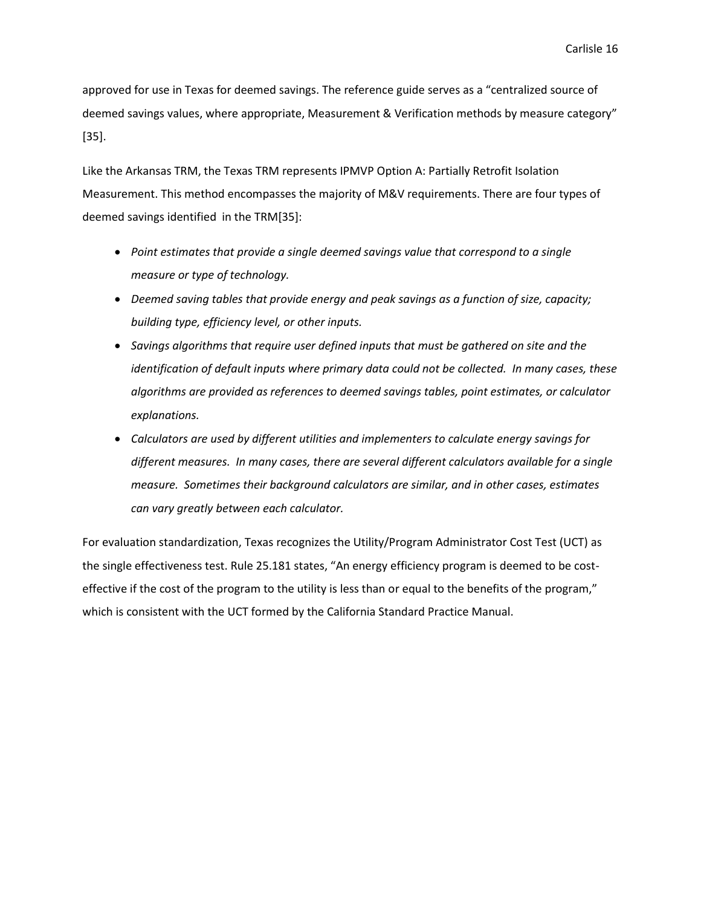approved for use in Texas for deemed savings. The reference guide serves as a "centralized source of deemed savings values, where appropriate, Measurement & Verification methods by measure category" [35].

Like the Arkansas TRM, the Texas TRM represents IPMVP Option A: Partially Retrofit Isolation Measurement. This method encompasses the majority of M&V requirements. There are four types of deemed savings identified in the TRM[35]:

- *Point estimates that provide a single deemed savings value that correspond to a single measure or type of technology.*
- *Deemed saving tables that provide energy and peak savings as a function of size, capacity; building type, efficiency level, or other inputs.*
- *Savings algorithms that require user defined inputs that must be gathered on site and the identification of default inputs where primary data could not be collected. In many cases, these algorithms are provided as references to deemed savings tables, point estimates, or calculator explanations.*
- *Calculators are used by different utilities and implementers to calculate energy savings for different measures. In many cases, there are several different calculators available for a single measure. Sometimes their background calculators are similar, and in other cases, estimates can vary greatly between each calculator.*

For evaluation standardization, Texas recognizes the Utility/Program Administrator Cost Test (UCT) as the single effectiveness test. Rule 25.181 states, "An energy efficiency program is deemed to be cost-effective if the cost of the program to the utility is less than or equal to the benefits of the program," which is consistent with the UCT formed by the California Standard Practice Manual.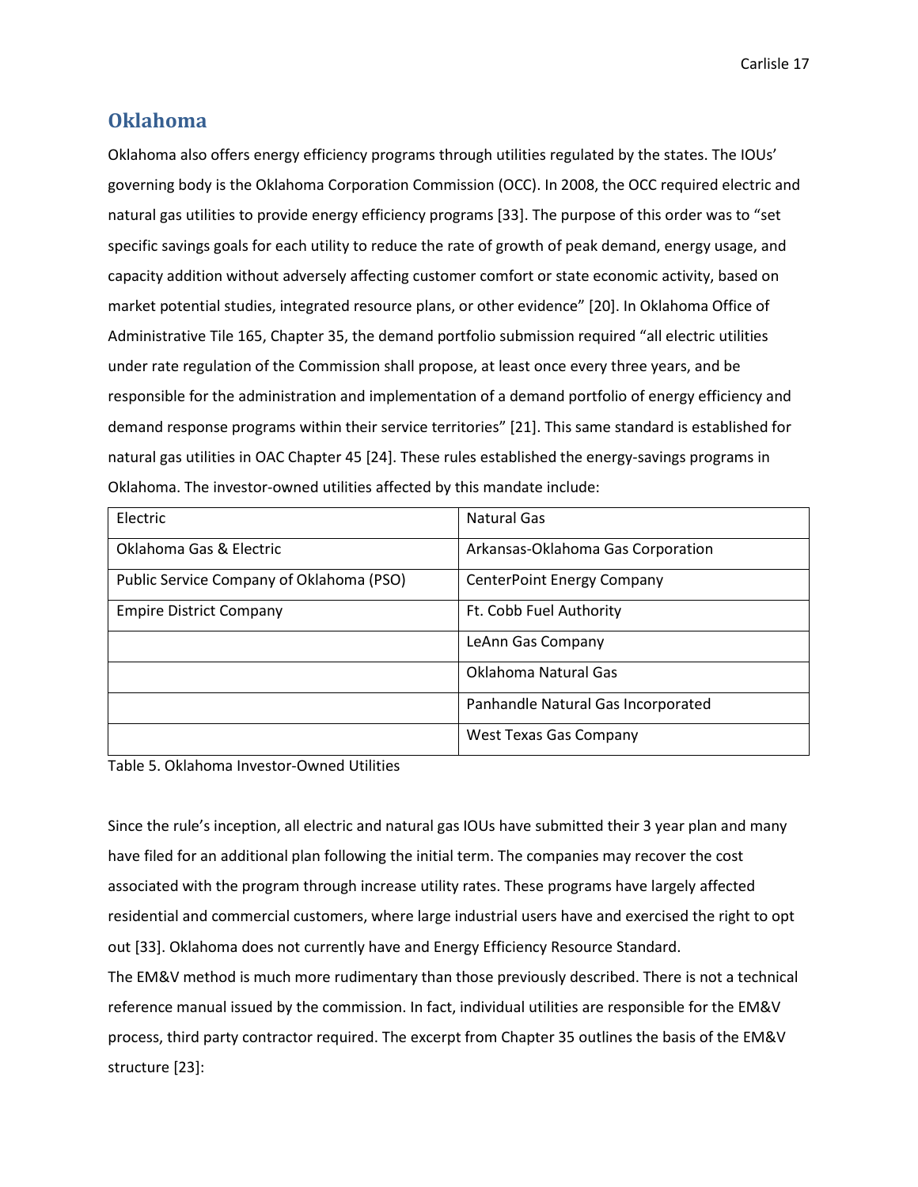## Oklahoma

Oklahoma also offers energy efficiency programs through utilities regulated by the states. The IOUs' governing body is the Oklahoma Corporation Commission (OCC). In 2008, the OCC required electric and natural gas utilities to provide energy efficiency programs [33]. The purpose of this order was to "set specific savings goals for each utility to reduce the rate of growth of peak demand, energy usage, and capacity addition without adversely affecting customer comfort or state economic activity, based on market potential studies, integrated resource plans, or other evidence" [20]. In Oklahoma Office of Administrative Tile 165, Chapter 35, the demand portfolio submission required "all electric utilities under rate regulation of the Commission shall propose, at least once every three years, and be responsible for the administration and implementation of a demand portfolio of energy efficiency and demand response programs within their service territories" [21]. This same standard is established for natural gas utilities in OAC Chapter 45 [24]. These rules established the energy-savings programs in Oklahoma. The investor-owned utilities affected by this mandate include:

| Electric | Natural Gas |
|---|---|
| Oklahoma Gas & Electric | Arkansas-Oklahoma Gas Corporation |
| Public Service Company of Oklahoma (PSO) | CenterPoint Energy Company |
| Empire District Company | Ft. Cobb Fuel Authority |
| | LeAnn Gas Company |
| | Oklahoma Natural Gas |
| | Panhandle Natural Gas Incorporated |
| | West Texas Gas Company |

Table 5. Oklahoma Investor-Owned Utilities

Since the rule's inception, all electric and natural gas IOUs have submitted their 3 year plan and many have filed for an additional plan following the initial term. The companies may recover the cost associated with the program through increase utility rates. These programs have largely affected residential and commercial customers, where large industrial users have and exercised the right to opt out [33]. Oklahoma does not currently have and Energy Efficiency Resource Standard.

The EM&V method is much more rudimentary than those previously described. There is not a technical reference manual issued by the commission. In fact, individual utilities are responsible for the EM&V process, third party contractor required. The excerpt from Chapter 35 outlines the basis of the EM&V structure [23]: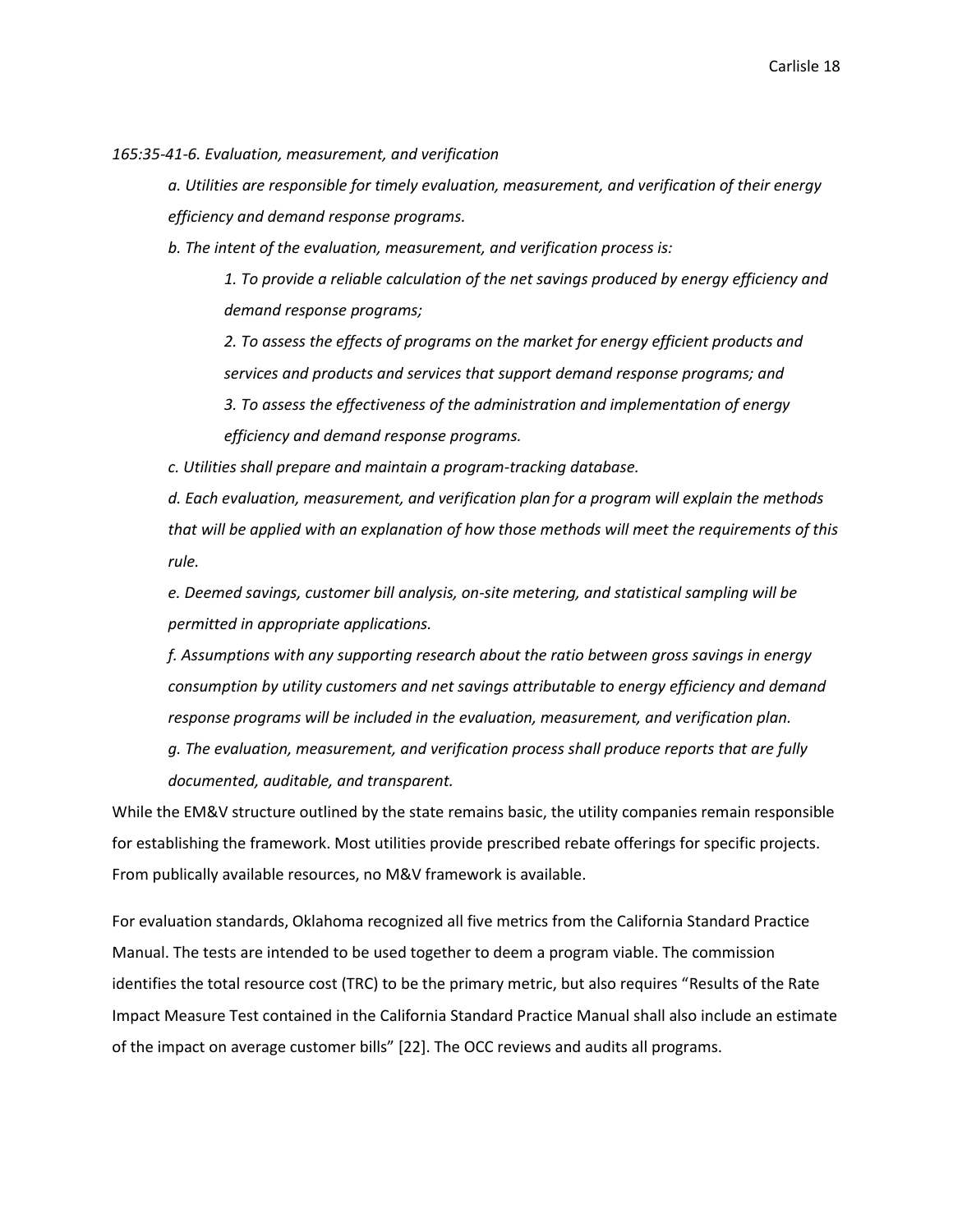*165:35-41-6. Evaluation, measurement, and verification*

> *a. Utilities are responsible for timely evaluation, measurement, and verification of their energy efficiency and demand response programs.*
>
> *b. The intent of the evaluation, measurement, and verification process is:*
>
> > *1. To provide a reliable calculation of the net savings produced by energy efficiency and demand response programs;*
> >
> > *2. To assess the effects of programs on the market for energy efficient products and services and products and services that support demand response programs; and*
> >
> > *3. To assess the effectiveness of the administration and implementation of energy efficiency and demand response programs.*
>
> *c. Utilities shall prepare and maintain a program-tracking database.*
>
> *d. Each evaluation, measurement, and verification plan for a program will explain the methods that will be applied with an explanation of how those methods will meet the requirements of this rule.*
>
> *e. Deemed savings, customer bill analysis, on-site metering, and statistical sampling will be permitted in appropriate applications.*
>
> *f. Assumptions with any supporting research about the ratio between gross savings in energy consumption by utility customers and net savings attributable to energy efficiency and demand response programs will be included in the evaluation, measurement, and verification plan.*
>
> *g. The evaluation, measurement, and verification process shall produce reports that are fully documented, auditable, and transparent.*

While the EM&V structure outlined by the state remains basic, the utility companies remain responsible for establishing the framework. Most utilities provide prescribed rebate offerings for specific projects. From publically available resources, no M&V framework is available.

For evaluation standards, Oklahoma recognized all five metrics from the California Standard Practice Manual. The tests are intended to be used together to deem a program viable. The commission identifies the total resource cost (TRC) to be the primary metric, but also requires "Results of the Rate Impact Measure Test contained in the California Standard Practice Manual shall also include an estimate of the impact on average customer bills" [22]. The OCC reviews and audits all programs.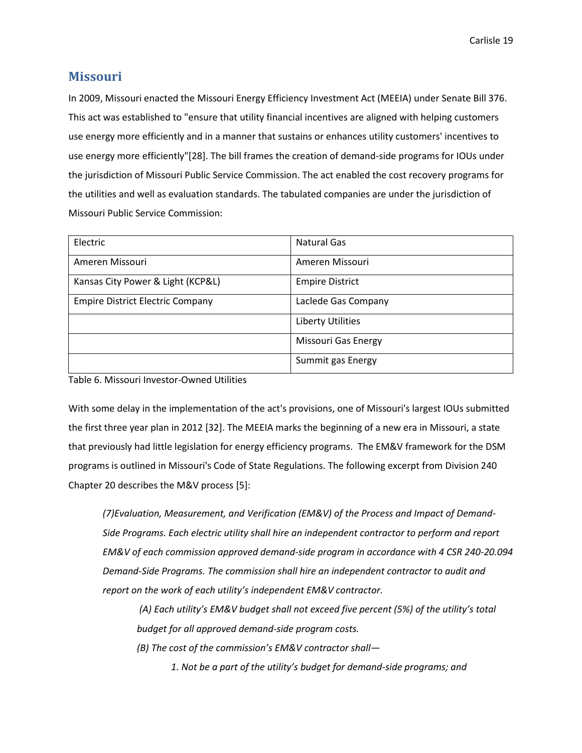## Missouri

In 2009, Missouri enacted the Missouri Energy Efficiency Investment Act (MEEIA) under Senate Bill 376. This act was established to "ensure that utility financial incentives are aligned with helping customers use energy more efficiently and in a manner that sustains or enhances utility customers' incentives to use energy more efficiently"[28]. The bill frames the creation of demand-side programs for IOUs under the jurisdiction of Missouri Public Service Commission. The act enabled the cost recovery programs for the utilities and well as evaluation standards. The tabulated companies are under the jurisdiction of Missouri Public Service Commission:

| Electric | Natural Gas |
|---|---|
| Ameren Missouri | Ameren Missouri |
| Kansas City Power & Light (KCP&L) | Empire District |
| Empire District Electric Company | Laclede Gas Company |
| | Liberty Utilities |
| | Missouri Gas Energy |
| | Summit gas Energy |

Table 6. Missouri Investor-Owned Utilities

With some delay in the implementation of the act's provisions, one of Missouri's largest IOUs submitted the first three year plan in 2012 [32]. The MEEIA marks the beginning of a new era in Missouri, a state that previously had little legislation for energy efficiency programs. The EM&V framework for the DSM programs is outlined in Missouri's Code of State Regulations. The following excerpt from Division 240 Chapter 20 describes the M&V process [5]:

> *(7)Evaluation, Measurement, and Verification (EM&V) of the Process and Impact of Demand-Side Programs. Each electric utility shall hire an independent contractor to perform and report EM&V of each commission approved demand-side program in accordance with 4 CSR 240-20.094 Demand-Side Programs. The commission shall hire an independent contractor to audit and report on the work of each utility's independent EM&V contractor.*
>
> *(A) Each utility's EM&V budget shall not exceed five percent (5%) of the utility's total budget for all approved demand-side program costs.*
>
> *(B) The cost of the commission's EM&V contractor shall—*
>
> *1. Not be a part of the utility's budget for demand-side programs; and*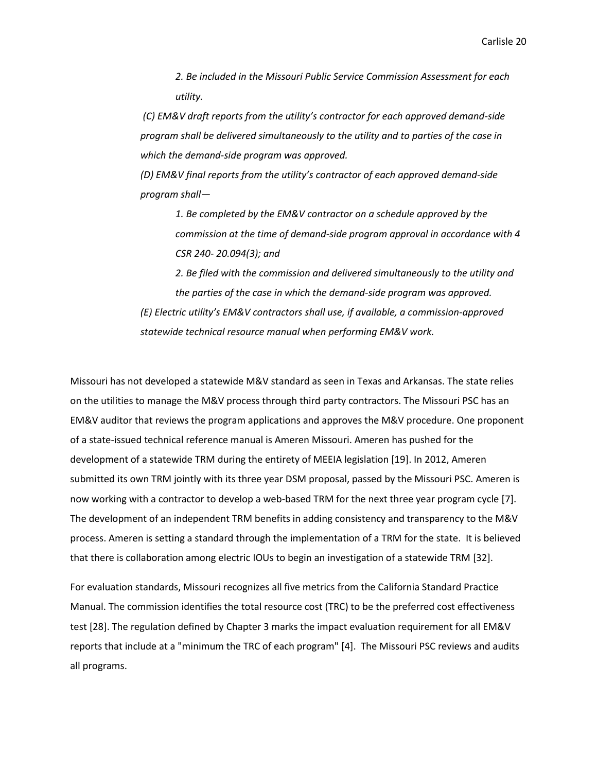> *2. Be included in the Missouri Public Service Commission Assessment for each utility.*
>
> *(C) EM&V draft reports from the utility's contractor for each approved demand-side program shall be delivered simultaneously to the utility and to parties of the case in which the demand-side program was approved.*
>
> *(D) EM&V final reports from the utility's contractor of each approved demand-side program shall—*
>
> *1. Be completed by the EM&V contractor on a schedule approved by the commission at the time of demand-side program approval in accordance with 4 CSR 240- 20.094(3); and*
>
> *2. Be filed with the commission and delivered simultaneously to the utility and the parties of the case in which the demand-side program was approved.*
>
> *(E) Electric utility's EM&V contractors shall use, if available, a commission-approved statewide technical resource manual when performing EM&V work.*

Missouri has not developed a statewide M&V standard as seen in Texas and Arkansas. The state relies on the utilities to manage the M&V process through third party contractors. The Missouri PSC has an EM&V auditor that reviews the program applications and approves the M&V procedure. One proponent of a state-issued technical reference manual is Ameren Missouri. Ameren has pushed for the development of a statewide TRM during the entirety of MEEIA legislation [19]. In 2012, Ameren submitted its own TRM jointly with its three year DSM proposal, passed by the Missouri PSC. Ameren is now working with a contractor to develop a web-based TRM for the next three year program cycle [7]. The development of an independent TRM benefits in adding consistency and transparency to the M&V process. Ameren is setting a standard through the implementation of a TRM for the state. It is believed that there is collaboration among electric IOUs to begin an investigation of a statewide TRM [32].

For evaluation standards, Missouri recognizes all five metrics from the California Standard Practice Manual. The commission identifies the total resource cost (TRC) to be the preferred cost effectiveness test [28]. The regulation defined by Chapter 3 marks the impact evaluation requirement for all EM&V reports that include at a "minimum the TRC of each program" [4]. The Missouri PSC reviews and audits all programs.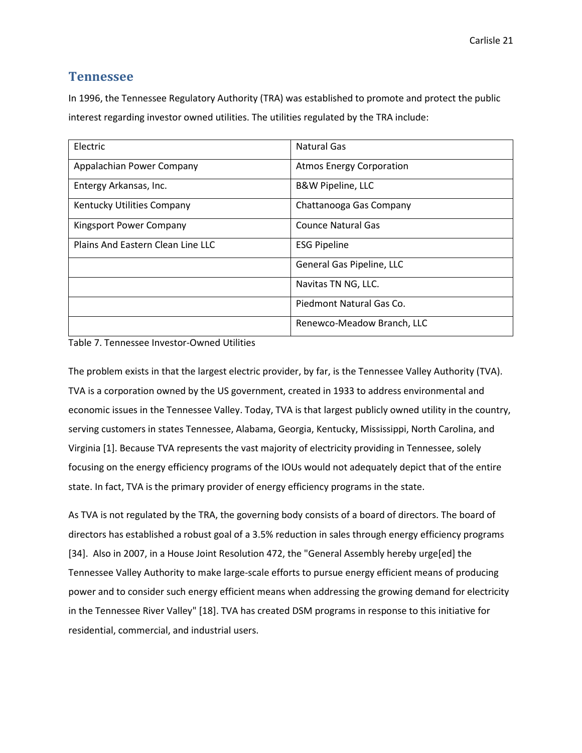## Tennessee

In 1996, the Tennessee Regulatory Authority (TRA) was established to promote and protect the public interest regarding investor owned utilities. The utilities regulated by the TRA include:

| Electric | Natural Gas |
|---|---|
| Appalachian Power Company | Atmos Energy Corporation |
| Entergy Arkansas, Inc. | B&W Pipeline, LLC |
| Kentucky Utilities Company | Chattanooga Gas Company |
| Kingsport Power Company | Counce Natural Gas |
| Plains And Eastern Clean Line LLC | ESG Pipeline |
| | General Gas Pipeline, LLC |
| | Navitas TN NG, LLC. |
| | Piedmont Natural Gas Co. |
| | Renewco-Meadow Branch, LLC |

Table 7. Tennessee Investor-Owned Utilities

The problem exists in that the largest electric provider, by far, is the Tennessee Valley Authority (TVA). TVA is a corporation owned by the US government, created in 1933 to address environmental and economic issues in the Tennessee Valley. Today, TVA is that largest publicly owned utility in the country, serving customers in states Tennessee, Alabama, Georgia, Kentucky, Mississippi, North Carolina, and Virginia [1]. Because TVA represents the vast majority of electricity providing in Tennessee, solely focusing on the energy efficiency programs of the IOUs would not adequately depict that of the entire state. In fact, TVA is the primary provider of energy efficiency programs in the state.

As TVA is not regulated by the TRA, the governing body consists of a board of directors. The board of directors has established a robust goal of a 3.5% reduction in sales through energy efficiency programs [34]. Also in 2007, in a House Joint Resolution 472, the "General Assembly hereby urge[ed] the Tennessee Valley Authority to make large-scale efforts to pursue energy efficient means of producing power and to consider such energy efficient means when addressing the growing demand for electricity in the Tennessee River Valley" [18]. TVA has created DSM programs in response to this initiative for residential, commercial, and industrial users.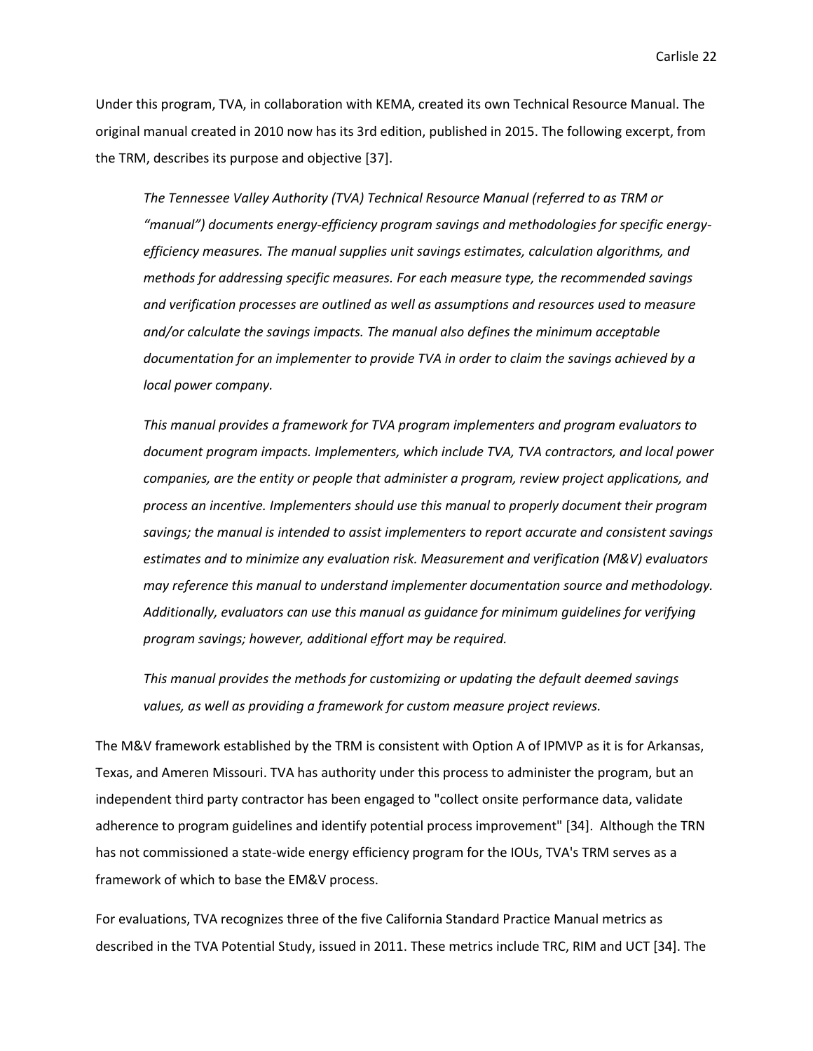Under this program, TVA, in collaboration with KEMA, created its own Technical Resource Manual. The original manual created in 2010 now has its 3rd edition, published in 2015. The following excerpt, from the TRM, describes its purpose and objective [37].

> *The Tennessee Valley Authority (TVA) Technical Resource Manual (referred to as TRM or "manual") documents energy-efficiency program savings and methodologies for specific energy-efficiency measures. The manual supplies unit savings estimates, calculation algorithms, and methods for addressing specific measures. For each measure type, the recommended savings and verification processes are outlined as well as assumptions and resources used to measure and/or calculate the savings impacts. The manual also defines the minimum acceptable documentation for an implementer to provide TVA in order to claim the savings achieved by a local power company.*
>
> *This manual provides a framework for TVA program implementers and program evaluators to document program impacts. Implementers, which include TVA, TVA contractors, and local power companies, are the entity or people that administer a program, review project applications, and process an incentive. Implementers should use this manual to properly document their program savings; the manual is intended to assist implementers to report accurate and consistent savings estimates and to minimize any evaluation risk. Measurement and verification (M&V) evaluators may reference this manual to understand implementer documentation source and methodology. Additionally, evaluators can use this manual as guidance for minimum guidelines for verifying program savings; however, additional effort may be required.*
>
> *This manual provides the methods for customizing or updating the default deemed savings values, as well as providing a framework for custom measure project reviews.*

The M&V framework established by the TRM is consistent with Option A of IPMVP as it is for Arkansas, Texas, and Ameren Missouri. TVA has authority under this process to administer the program, but an independent third party contractor has been engaged to "collect onsite performance data, validate adherence to program guidelines and identify potential process improvement" [34]. Although the TRN has not commissioned a state-wide energy efficiency program for the IOUs, TVA's TRM serves as a framework of which to base the EM&V process.

For evaluations, TVA recognizes three of the five California Standard Practice Manual metrics as described in the TVA Potential Study, issued in 2011. These metrics include TRC, RIM and UCT [34]. The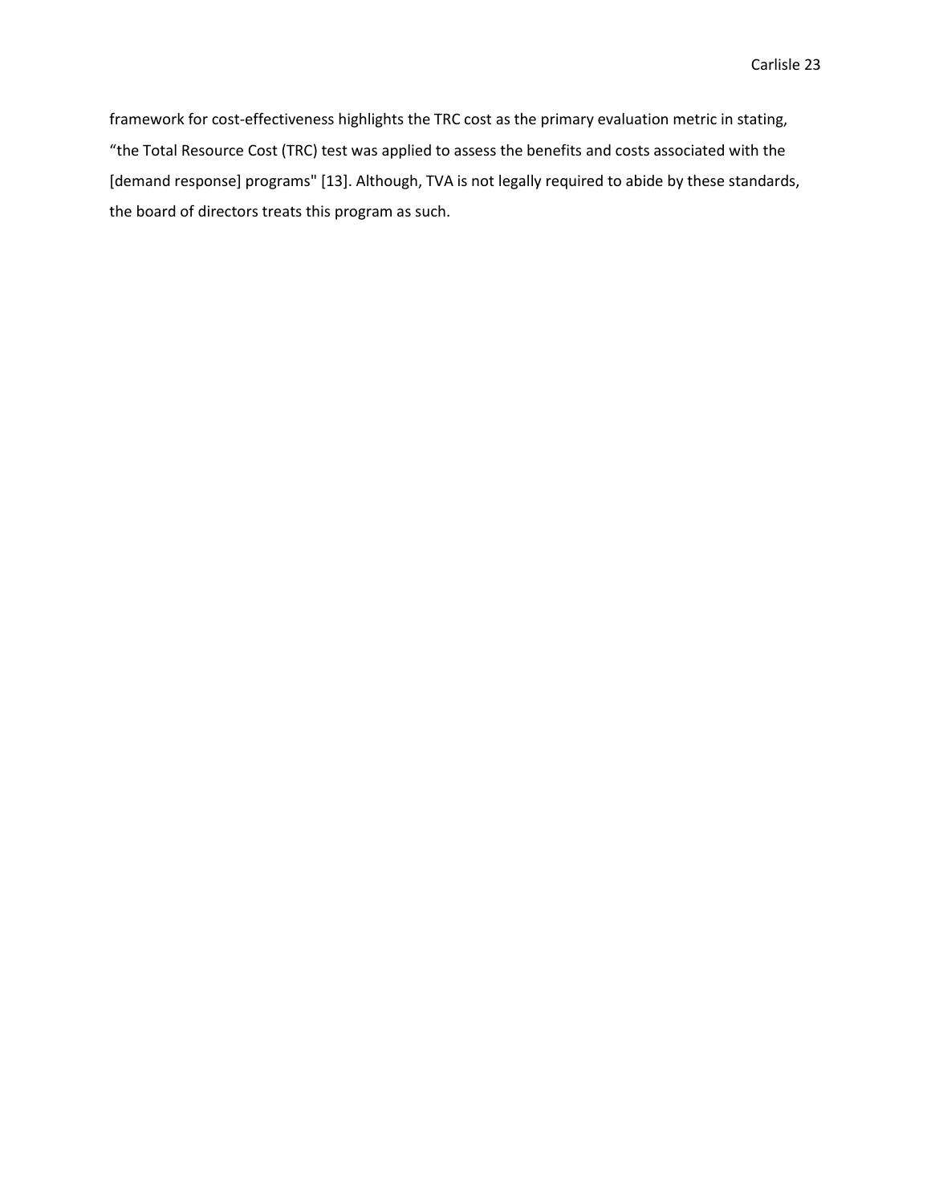framework for cost-effectiveness highlights the TRC cost as the primary evaluation metric in stating, "the Total Resource Cost (TRC) test was applied to assess the benefits and costs associated with the [demand response] programs" [13]. Although, TVA is not legally required to abide by these standards, the board of directors treats this program as such.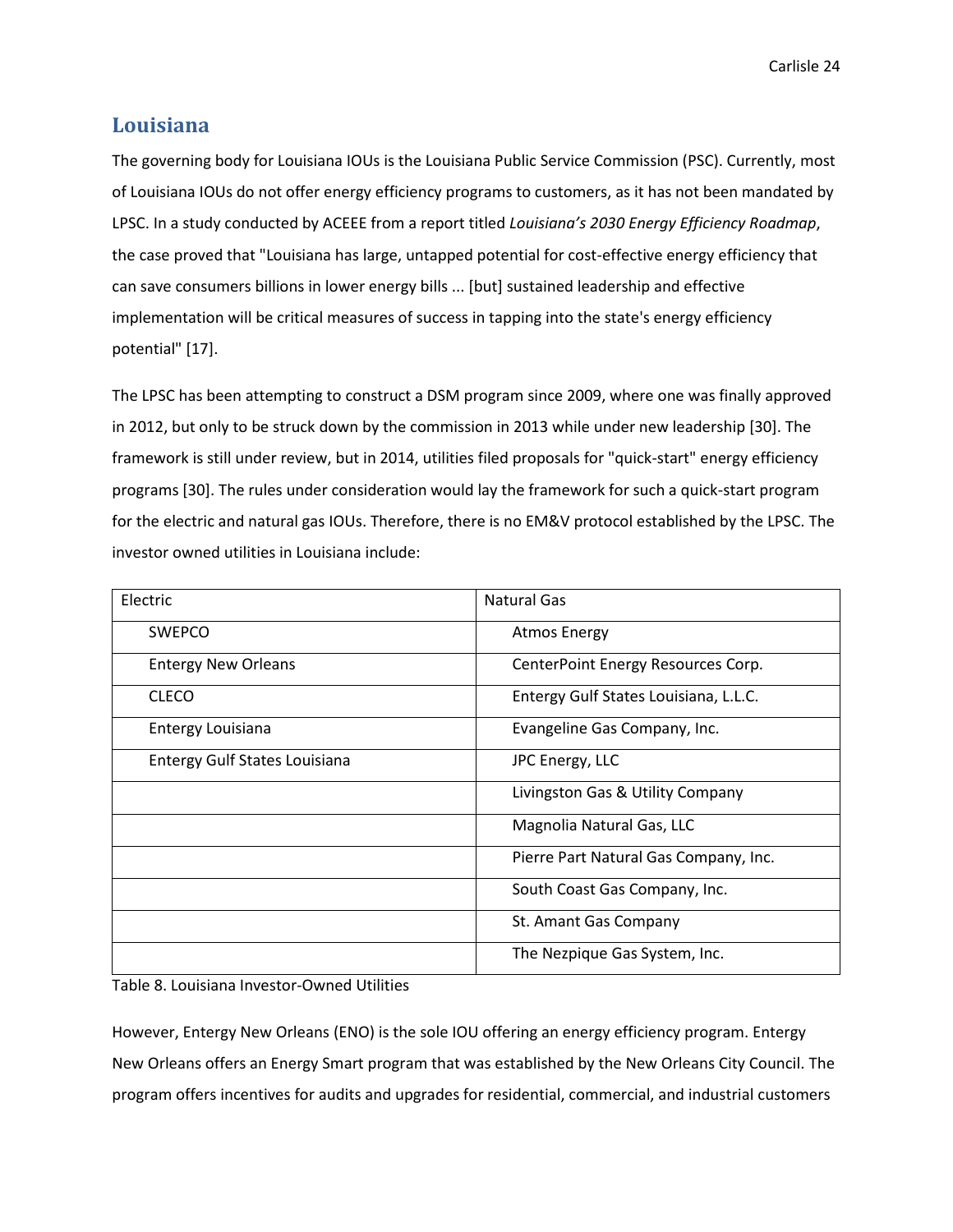## Louisiana

The governing body for Louisiana IOUs is the Louisiana Public Service Commission (PSC). Currently, most of Louisiana IOUs do not offer energy efficiency programs to customers, as it has not been mandated by LPSC. In a study conducted by ACEEE from a report titled *Louisiana's 2030 Energy Efficiency Roadmap*, the case proved that "Louisiana has large, untapped potential for cost-effective energy efficiency that can save consumers billions in lower energy bills ... [but] sustained leadership and effective implementation will be critical measures of success in tapping into the state's energy efficiency potential" [17].

The LPSC has been attempting to construct a DSM program since 2009, where one was finally approved in 2012, but only to be struck down by the commission in 2013 while under new leadership [30]. The framework is still under review, but in 2014, utilities filed proposals for "quick-start" energy efficiency programs [30]. The rules under consideration would lay the framework for such a quick-start program for the electric and natural gas IOUs. Therefore, there is no EM&V protocol established by the LPSC. The investor owned utilities in Louisiana include:

| Electric | Natural Gas |
| --- | --- |
| SWEPCO | Atmos Energy |
| Entergy New Orleans | CenterPoint Energy Resources Corp. |
| CLECO | Entergy Gulf States Louisiana, L.L.C. |
| Entergy Louisiana | Evangeline Gas Company, Inc. |
| Entergy Gulf States Louisiana | JPC Energy, LLC |
| | Livingston Gas & Utility Company |
| | Magnolia Natural Gas, LLC |
| | Pierre Part Natural Gas Company, Inc. |
| | South Coast Gas Company, Inc. |
| | St. Amant Gas Company |
| | The Nezpique Gas System, Inc. |

Table 8. Louisiana Investor-Owned Utilities

However, Entergy New Orleans (ENO) is the sole IOU offering an energy efficiency program. Entergy New Orleans offers an Energy Smart program that was established by the New Orleans City Council. The program offers incentives for audits and upgrades for residential, commercial, and industrial customers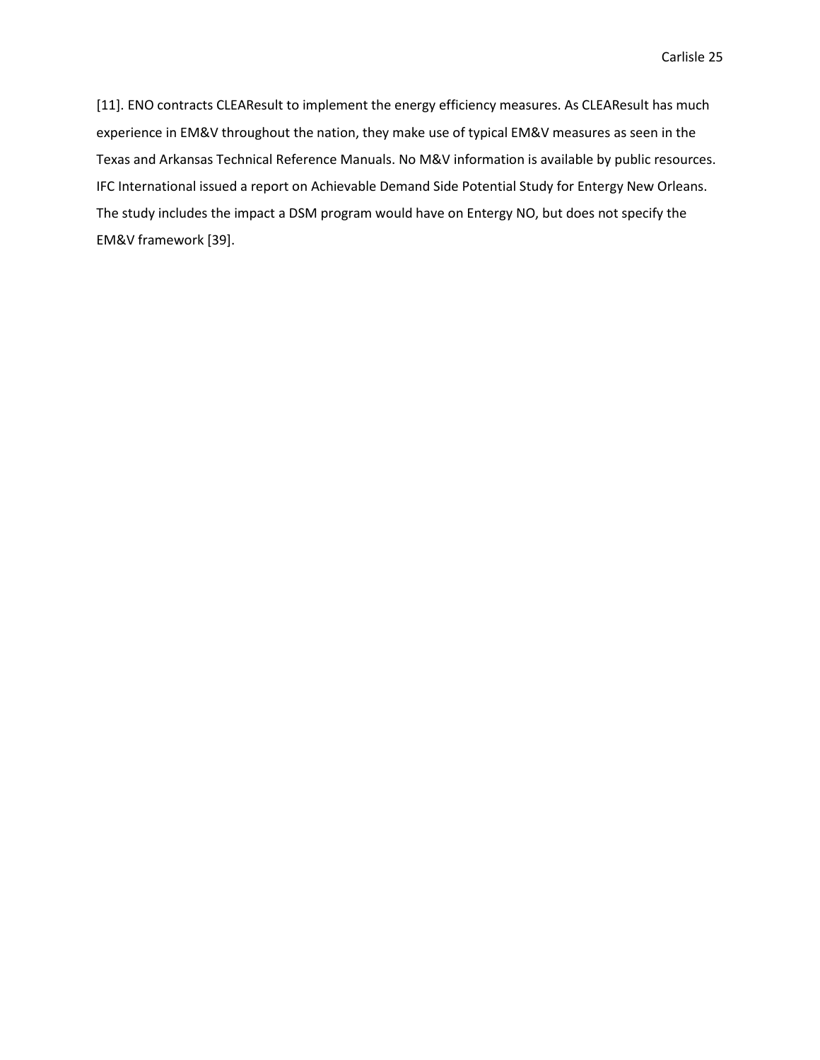[11]. ENO contracts CLEAResult to implement the energy efficiency measures. As CLEAResult has much experience in EM&V throughout the nation, they make use of typical EM&V measures as seen in the Texas and Arkansas Technical Reference Manuals. No M&V information is available by public resources. IFC International issued a report on Achievable Demand Side Potential Study for Entergy New Orleans. The study includes the impact a DSM program would have on Entergy NO, but does not specify the EM&V framework [39].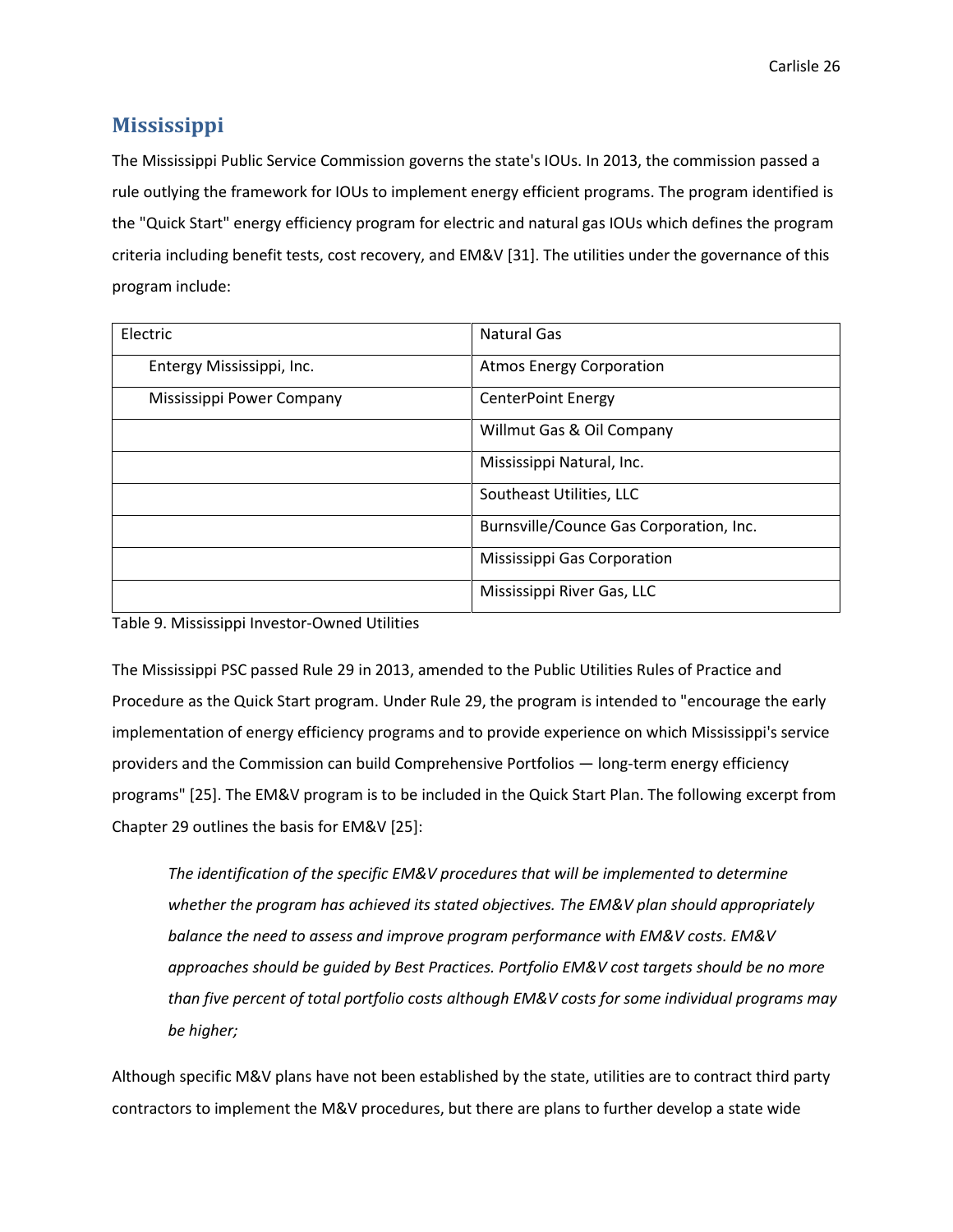## Mississippi

The Mississippi Public Service Commission governs the state's IOUs. In 2013, the commission passed a rule outlying the framework for IOUs to implement energy efficient programs. The program identified is the "Quick Start" energy efficiency program for electric and natural gas IOUs which defines the program criteria including benefit tests, cost recovery, and EM&V [31]. The utilities under the governance of this program include:

| Electric | Natural Gas |
|---|---|
| Entergy Mississippi, Inc. | Atmos Energy Corporation |
| Mississippi Power Company | CenterPoint Energy |
| | Willmut Gas & Oil Company |
| | Mississippi Natural, Inc. |
| | Southeast Utilities, LLC |
| | Burnsville/Counce Gas Corporation, Inc. |
| | Mississippi Gas Corporation |
| | Mississippi River Gas, LLC |

Table 9. Mississippi Investor-Owned Utilities

The Mississippi PSC passed Rule 29 in 2013, amended to the Public Utilities Rules of Practice and Procedure as the Quick Start program. Under Rule 29, the program is intended to "encourage the early implementation of energy efficiency programs and to provide experience on which Mississippi's service providers and the Commission can build Comprehensive Portfolios — long-term energy efficiency programs" [25]. The EM&V program is to be included in the Quick Start Plan. The following excerpt from Chapter 29 outlines the basis for EM&V [25]:

> *The identification of the specific EM&V procedures that will be implemented to determine whether the program has achieved its stated objectives. The EM&V plan should appropriately balance the need to assess and improve program performance with EM&V costs. EM&V approaches should be guided by Best Practices. Portfolio EM&V cost targets should be no more than five percent of total portfolio costs although EM&V costs for some individual programs may be higher;*

Although specific M&V plans have not been established by the state, utilities are to contract third party contractors to implement the M&V procedures, but there are plans to further develop a state wide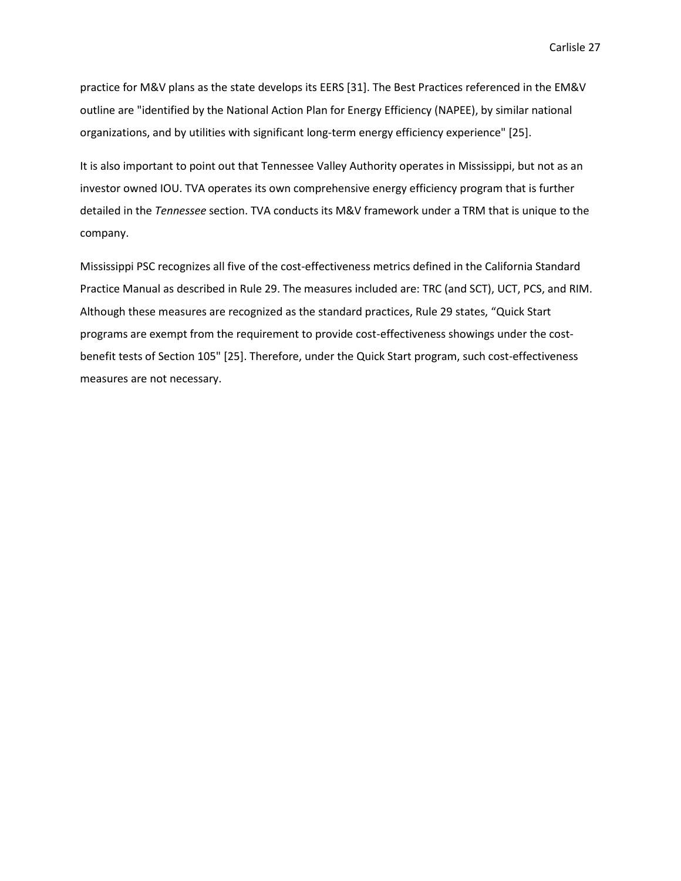practice for M&V plans as the state develops its EERS [31]. The Best Practices referenced in the EM&V outline are "identified by the National Action Plan for Energy Efficiency (NAPEE), by similar national organizations, and by utilities with significant long-term energy efficiency experience" [25].

It is also important to point out that Tennessee Valley Authority operates in Mississippi, but not as an investor owned IOU. TVA operates its own comprehensive energy efficiency program that is further detailed in the *Tennessee* section. TVA conducts its M&V framework under a TRM that is unique to the company.

Mississippi PSC recognizes all five of the cost-effectiveness metrics defined in the California Standard Practice Manual as described in Rule 29. The measures included are: TRC (and SCT), UCT, PCS, and RIM. Although these measures are recognized as the standard practices, Rule 29 states, "Quick Start programs are exempt from the requirement to provide cost-effectiveness showings under the cost-benefit tests of Section 105" [25]. Therefore, under the Quick Start program, such cost-effectiveness measures are not necessary.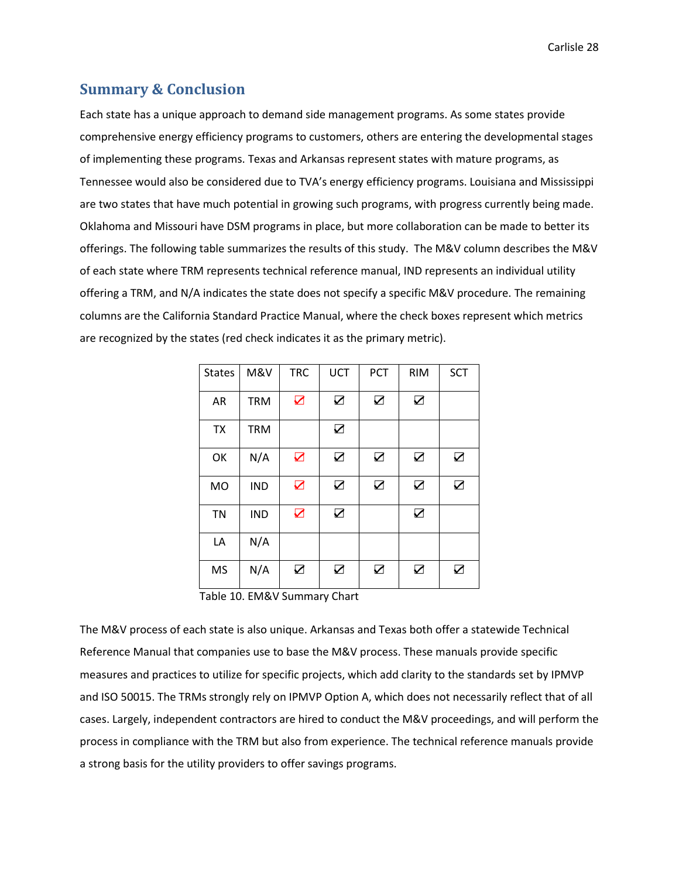## Summary & Conclusion

Each state has a unique approach to demand side management programs. As some states provide comprehensive energy efficiency programs to customers, others are entering the developmental stages of implementing these programs. Texas and Arkansas represent states with mature programs, as Tennessee would also be considered due to TVA's energy efficiency programs. Louisiana and Mississippi are two states that have much potential in growing such programs, with progress currently being made. Oklahoma and Missouri have DSM programs in place, but more collaboration can be made to better its offerings. The following table summarizes the results of this study. The M&V column describes the M&V of each state where TRM represents technical reference manual, IND represents an individual utility offering a TRM, and N/A indicates the state does not specify a specific M&V procedure. The remaining columns are the California Standard Practice Manual, where the check boxes represent which metrics are recognized by the states (red check indicates it as the primary metric).

| States | M&V | TRC | UCT | PCT | RIM | SCT |
|---|---|---|---|---|---|---|
| AR | TRM | ☑ (red) | ☑ | ☑ | ☑ | |
| TX | TRM | | ☑ | | | |
| OK | N/A | ☑ (red) | ☑ | ☑ | ☑ | ☑ |
| MO | IND | ☑ (red) | ☑ | ☑ | ☑ | ☑ |
| TN | IND | ☑ (red) | ☑ | | ☑ | |
| LA | N/A | | | | | |
| MS | N/A | ☑ | ☑ | ☑ | ☑ | ☑ |

Table 10. EM&V Summary Chart

The M&V process of each state is also unique. Arkansas and Texas both offer a statewide Technical Reference Manual that companies use to base the M&V process. These manuals provide specific measures and practices to utilize for specific projects, which add clarity to the standards set by IPMVP and ISO 50015. The TRMs strongly rely on IPMVP Option A, which does not necessarily reflect that of all cases. Largely, independent contractors are hired to conduct the M&V proceedings, and will perform the process in compliance with the TRM but also from experience. The technical reference manuals provide a strong basis for the utility providers to offer savings programs.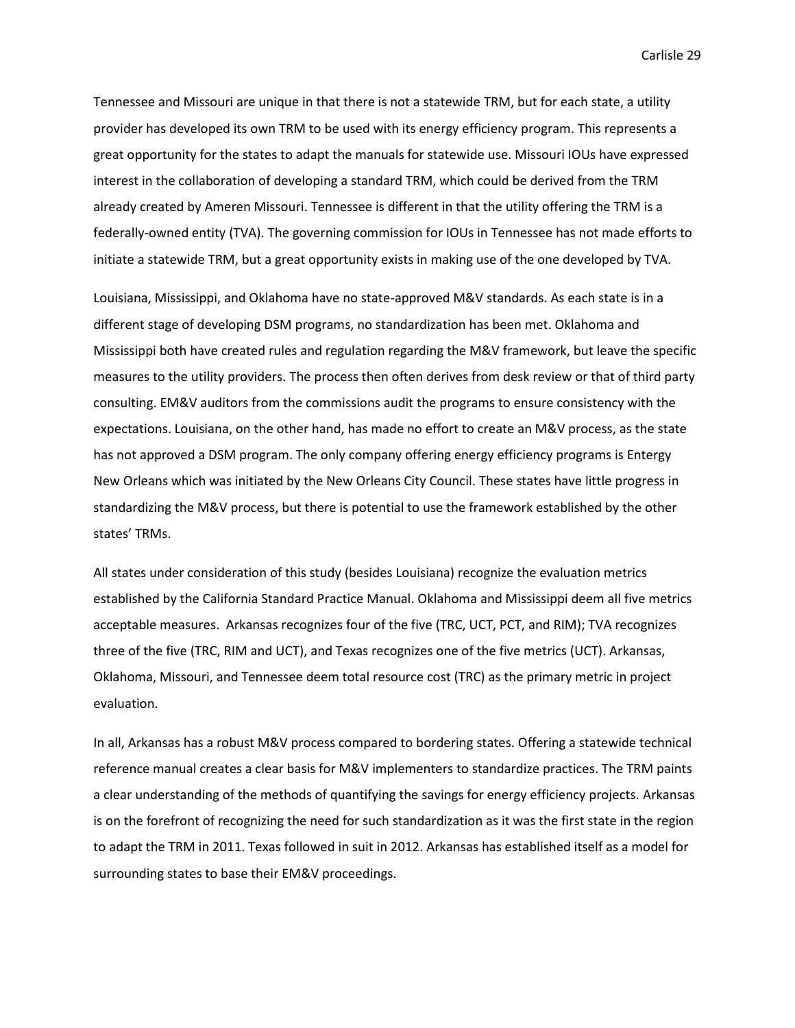Tennessee and Missouri are unique in that there is not a statewide TRM, but for each state, a utility provider has developed its own TRM to be used with its energy efficiency program. This represents a great opportunity for the states to adapt the manuals for statewide use. Missouri IOUs have expressed interest in the collaboration of developing a standard TRM, which could be derived from the TRM already created by Ameren Missouri. Tennessee is different in that the utility offering the TRM is a federally-owned entity (TVA). The governing commission for IOUs in Tennessee has not made efforts to initiate a statewide TRM, but a great opportunity exists in making use of the one developed by TVA.

Louisiana, Mississippi, and Oklahoma have no state-approved M&V standards. As each state is in a different stage of developing DSM programs, no standardization has been met. Oklahoma and Mississippi both have created rules and regulation regarding the M&V framework, but leave the specific measures to the utility providers. The process then often derives from desk review or that of third party consulting. EM&V auditors from the commissions audit the programs to ensure consistency with the expectations. Louisiana, on the other hand, has made no effort to create an M&V process, as the state has not approved a DSM program. The only company offering energy efficiency programs is Entergy New Orleans which was initiated by the New Orleans City Council. These states have little progress in standardizing the M&V process, but there is potential to use the framework established by the other states' TRMs.

All states under consideration of this study (besides Louisiana) recognize the evaluation metrics established by the California Standard Practice Manual. Oklahoma and Mississippi deem all five metrics acceptable measures. Arkansas recognizes four of the five (TRC, UCT, PCT, and RIM); TVA recognizes three of the five (TRC, RIM and UCT), and Texas recognizes one of the five metrics (UCT). Arkansas, Oklahoma, Missouri, and Tennessee deem total resource cost (TRC) as the primary metric in project evaluation.

In all, Arkansas has a robust M&V process compared to bordering states. Offering a statewide technical reference manual creates a clear basis for M&V implementers to standardize practices. The TRM paints a clear understanding of the methods of quantifying the savings for energy efficiency projects. Arkansas is on the forefront of recognizing the need for such standardization as it was the first state in the region to adapt the TRM in 2011. Texas followed in suit in 2012. Arkansas has established itself as a model for surrounding states to base their EM&V proceedings.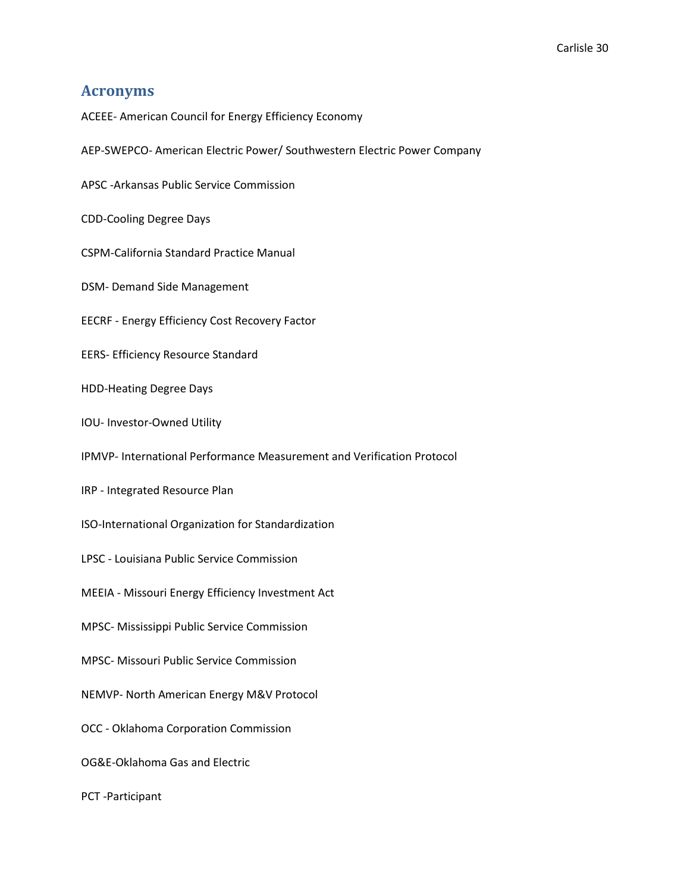## Acronyms

ACEEE- American Council for Energy Efficiency Economy

AEP-SWEPCO- American Electric Power/ Southwestern Electric Power Company

APSC -Arkansas Public Service Commission

CDD-Cooling Degree Days

CSPM-California Standard Practice Manual

DSM- Demand Side Management

EECRF - Energy Efficiency Cost Recovery Factor

EERS- Efficiency Resource Standard

HDD-Heating Degree Days

IOU- Investor-Owned Utility

IPMVP- International Performance Measurement and Verification Protocol

IRP - Integrated Resource Plan

ISO-International Organization for Standardization

LPSC - Louisiana Public Service Commission

MEEIA - Missouri Energy Efficiency Investment Act

MPSC- Mississippi Public Service Commission

MPSC- Missouri Public Service Commission

NEMVP- North American Energy M&V Protocol

OCC - Oklahoma Corporation Commission

OG&E-Oklahoma Gas and Electric

PCT -Participant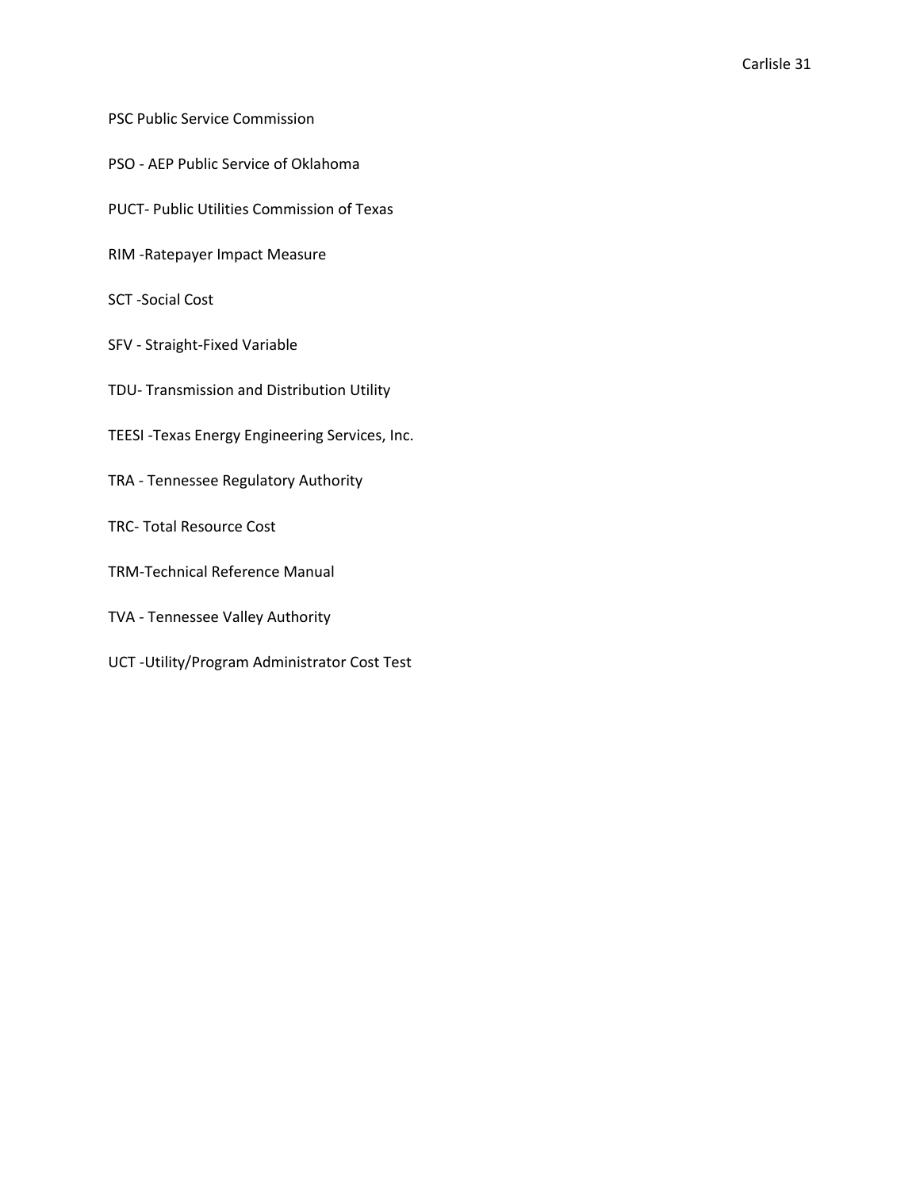PSC Public Service Commission

PSO - AEP Public Service of Oklahoma

PUCT- Public Utilities Commission of Texas

RIM -Ratepayer Impact Measure

SCT -Social Cost

SFV - Straight-Fixed Variable

TDU- Transmission and Distribution Utility

TEESI -Texas Energy Engineering Services, Inc.

TRA - Tennessee Regulatory Authority

TRC- Total Resource Cost

TRM-Technical Reference Manual

TVA - Tennessee Valley Authority

UCT -Utility/Program Administrator Cost Test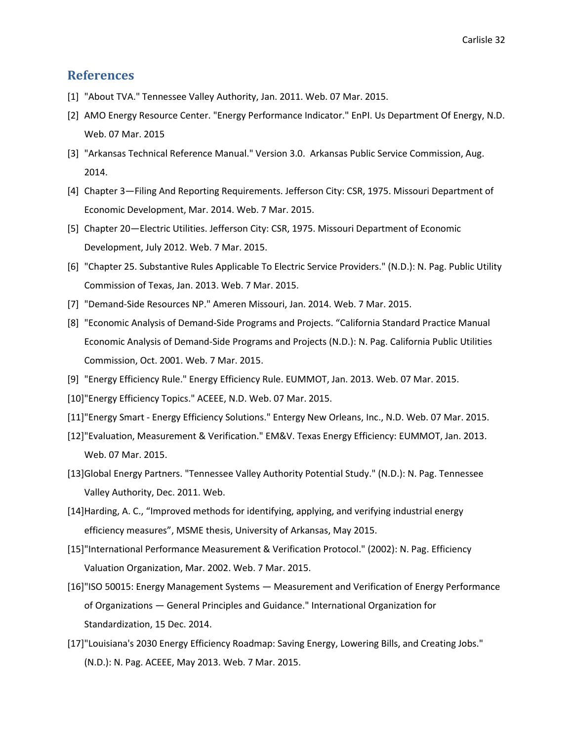## References

[1] "About TVA." Tennessee Valley Authority, Jan. 2011. Web. 07 Mar. 2015.

[2] AMO Energy Resource Center. "Energy Performance Indicator." EnPI. Us Department Of Energy, N.D. Web. 07 Mar. 2015

[3] "Arkansas Technical Reference Manual." Version 3.0. Arkansas Public Service Commission, Aug. 2014.

[4] Chapter 3—Filing And Reporting Requirements. Jefferson City: CSR, 1975. Missouri Department of Economic Development, Mar. 2014. Web. 7 Mar. 2015.

[5] Chapter 20—Electric Utilities. Jefferson City: CSR, 1975. Missouri Department of Economic Development, July 2012. Web. 7 Mar. 2015.

[6] "Chapter 25. Substantive Rules Applicable To Electric Service Providers." (N.D.): N. Pag. Public Utility Commission of Texas, Jan. 2013. Web. 7 Mar. 2015.

[7] "Demand-Side Resources NP." Ameren Missouri, Jan. 2014. Web. 7 Mar. 2015.

[8] "Economic Analysis of Demand-Side Programs and Projects. "California Standard Practice Manual Economic Analysis of Demand-Side Programs and Projects (N.D.): N. Pag. California Public Utilities Commission, Oct. 2001. Web. 7 Mar. 2015.

[9] "Energy Efficiency Rule." Energy Efficiency Rule. EUMMOT, Jan. 2013. Web. 07 Mar. 2015.

[10] "Energy Efficiency Topics." ACEEE, N.D. Web. 07 Mar. 2015.

[11] "Energy Smart - Energy Efficiency Solutions." Entergy New Orleans, Inc., N.D. Web. 07 Mar. 2015.

[12] "Evaluation, Measurement & Verification." EM&V. Texas Energy Efficiency: EUMMOT, Jan. 2013. Web. 07 Mar. 2015.

[13] Global Energy Partners. "Tennessee Valley Authority Potential Study." (N.D.): N. Pag. Tennessee Valley Authority, Dec. 2011. Web.

[14] Harding, A. C., "Improved methods for identifying, applying, and verifying industrial energy efficiency measures", MSME thesis, University of Arkansas, May 2015.

[15] "International Performance Measurement & Verification Protocol." (2002): N. Pag. Efficiency Valuation Organization, Mar. 2002. Web. 7 Mar. 2015.

[16] "ISO 50015: Energy Management Systems — Measurement and Verification of Energy Performance of Organizations — General Principles and Guidance." International Organization for Standardization, 15 Dec. 2014.

[17] "Louisiana's 2030 Energy Efficiency Roadmap: Saving Energy, Lowering Bills, and Creating Jobs." (N.D.): N. Pag. ACEEE, May 2013. Web. 7 Mar. 2015.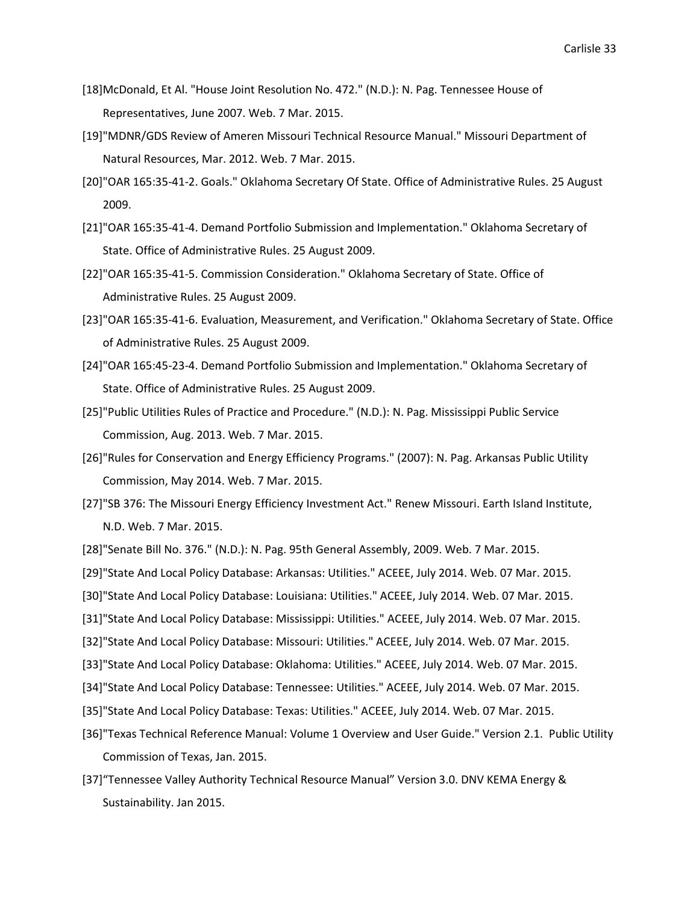[18]McDonald, Et Al. "House Joint Resolution No. 472." (N.D.): N. Pag. Tennessee House of Representatives, June 2007. Web. 7 Mar. 2015.

[19]"MDNR/GDS Review of Ameren Missouri Technical Resource Manual." Missouri Department of Natural Resources, Mar. 2012. Web. 7 Mar. 2015.

[20]"OAR 165:35-41-2. Goals." Oklahoma Secretary Of State. Office of Administrative Rules. 25 August 2009.

[21]"OAR 165:35-41-4. Demand Portfolio Submission and Implementation." Oklahoma Secretary of State. Office of Administrative Rules. 25 August 2009.

[22]"OAR 165:35-41-5. Commission Consideration." Oklahoma Secretary of State. Office of Administrative Rules. 25 August 2009.

[23]"OAR 165:35-41-6. Evaluation, Measurement, and Verification." Oklahoma Secretary of State. Office of Administrative Rules. 25 August 2009.

[24]"OAR 165:45-23-4. Demand Portfolio Submission and Implementation." Oklahoma Secretary of State. Office of Administrative Rules. 25 August 2009.

[25]"Public Utilities Rules of Practice and Procedure." (N.D.): N. Pag. Mississippi Public Service Commission, Aug. 2013. Web. 7 Mar. 2015.

[26]"Rules for Conservation and Energy Efficiency Programs." (2007): N. Pag. Arkansas Public Utility Commission, May 2014. Web. 7 Mar. 2015.

[27]"SB 376: The Missouri Energy Efficiency Investment Act." Renew Missouri. Earth Island Institute, N.D. Web. 7 Mar. 2015.

[28]"Senate Bill No. 376." (N.D.): N. Pag. 95th General Assembly, 2009. Web. 7 Mar. 2015.

[29]"State And Local Policy Database: Arkansas: Utilities." ACEEE, July 2014. Web. 07 Mar. 2015.

[30]"State And Local Policy Database: Louisiana: Utilities." ACEEE, July 2014. Web. 07 Mar. 2015.

[31]"State And Local Policy Database: Mississippi: Utilities." ACEEE, July 2014. Web. 07 Mar. 2015.

[32]"State And Local Policy Database: Missouri: Utilities." ACEEE, July 2014. Web. 07 Mar. 2015.

[33]"State And Local Policy Database: Oklahoma: Utilities." ACEEE, July 2014. Web. 07 Mar. 2015.

[34]"State And Local Policy Database: Tennessee: Utilities." ACEEE, July 2014. Web. 07 Mar. 2015.

[35]"State And Local Policy Database: Texas: Utilities." ACEEE, July 2014. Web. 07 Mar. 2015.

[36]"Texas Technical Reference Manual: Volume 1 Overview and User Guide." Version 2.1. Public Utility Commission of Texas, Jan. 2015.

[37]"Tennessee Valley Authority Technical Resource Manual" Version 3.0. DNV KEMA Energy & Sustainability. Jan 2015.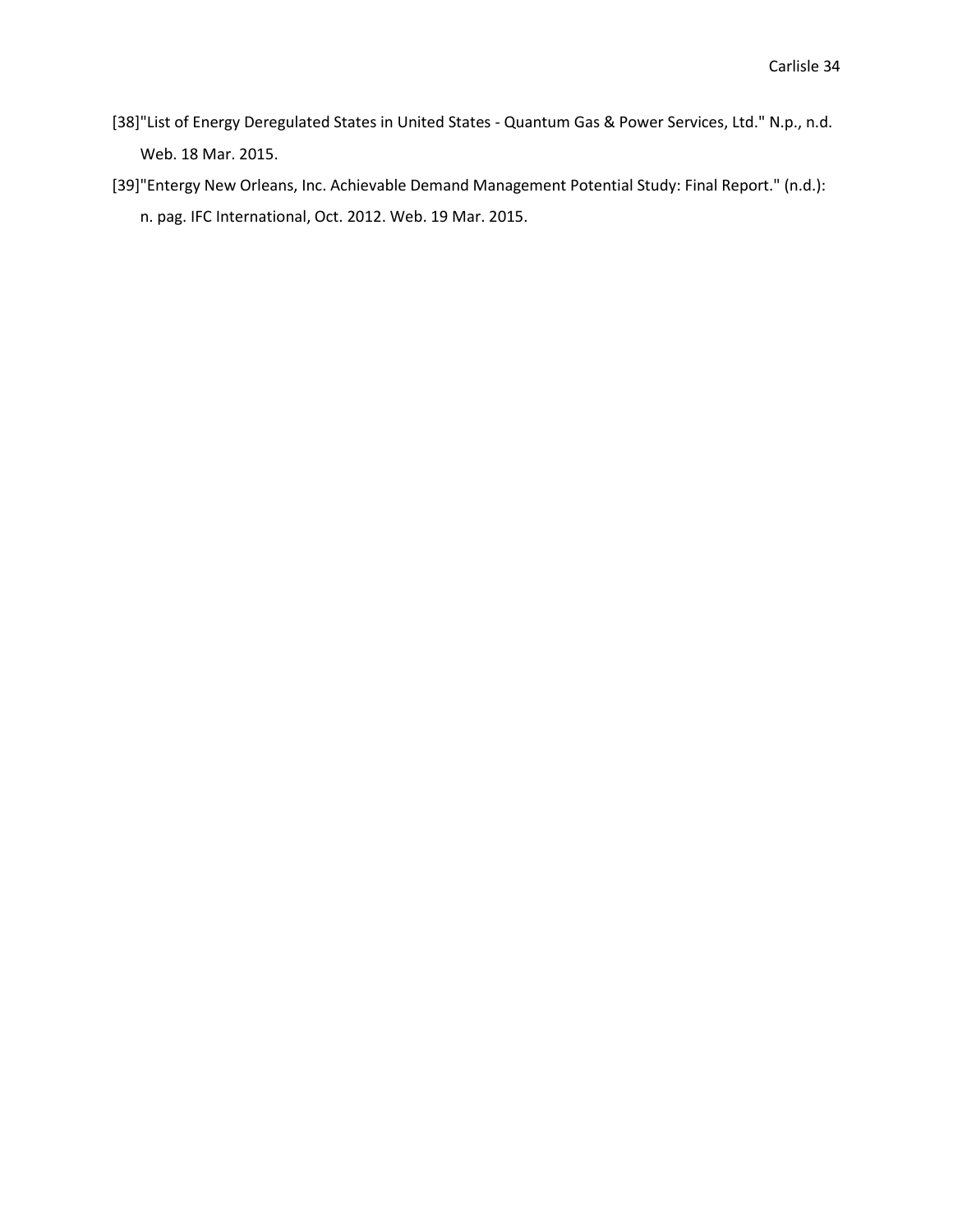[38]"List of Energy Deregulated States in United States - Quantum Gas & Power Services, Ltd." N.p., n.d. Web. 18 Mar. 2015.

[39]"Entergy New Orleans, Inc. Achievable Demand Management Potential Study: Final Report." (n.d.): n. pag. IFC International, Oct. 2012. Web. 19 Mar. 2015.